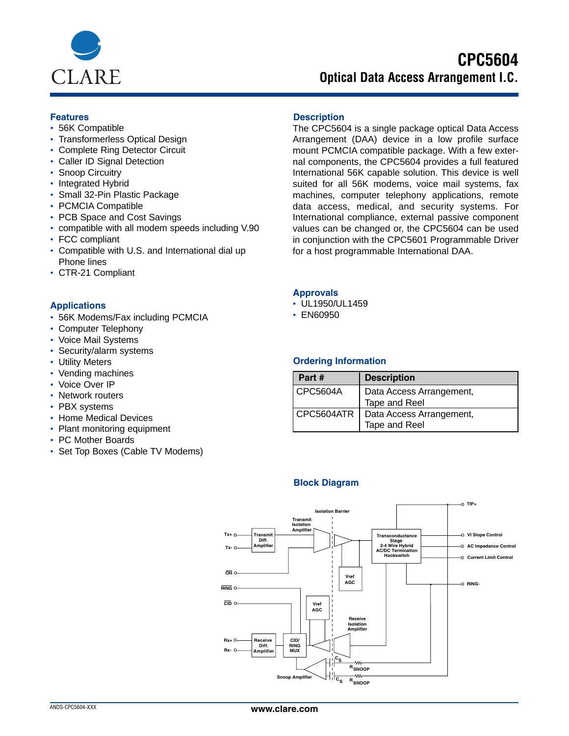# CPC5604

## Optical Data Access Arrangement I.C.

### Features

- 56K Compatible
- Transformerless Optical Design
- Complete Ring Detector Circuit
- Caller ID Signal Detection
- Snoop Circuitry
- Integrated Hybrid
- Small 32-Pin Plastic Package
- PCMCIA Compatible
- PCB Space and Cost Savings
- compatible with all modem speeds including V.90
- FCC compliant
- Compatible with U.S. and International dial up Phone lines
- CTR-21 Compliant

### Applications

- 56K Modems/Fax including PCMCIA
- Computer Telephony
- Voice Mail Systems
- Security/alarm systems
- Utility Meters
- Vending machines
- Voice Over IP
- Network routers
- PBX systems
- Home Medical Devices
- Plant monitoring equipment
- PC Mother Boards
- Set Top Boxes (Cable TV Modems)

### Description

The CPC5604 is a single package optical Data Access Arrangement (DAA) device in a low profile surface mount PCMCIA compatible package. With a few external components, the CPC5604 provides a full featured International 56K capable solution. This device is well suited for all 56K modems, voice mail systems, fax machines, computer telephony applications, remote data access, medical, and security systems. For International compliance, external passive component values can be changed or, the CPC5604 can be used in conjunction with the CPC5601 Programmable Driver for a host programmable International DAA.

### Approvals

- UL1950/UL1459
- EN60950

### Ordering Information

| Part # | Description |
| --- | --- |
| CPC5604A | Data Access Arrangement, Tape and Reel |
| CPC5604ATR | Data Access Arrangement, Tape and Reel |

### Block Diagram

Isolation Barrier

Tx+, Tx-, Transmit Diff. Amplifier, Transmit Isolation Amplifier, Transconductance Stage 2-4 Wire Hybrid AC/DC Termination Hookswitch, TIP+, VI Slope Control, AC Impedance Control, Current Limit Control, RING-, $\overline{OH}$, $\overline{RING}$, $\overline{CID}$, Vref AGC, Vref AGC, Receive Isolation Amplifier, Rx+, Rx-, Receive Diff. Amplifier, CID/ RING MUX, $C_S$, $R_{SNOOP}$, Snoop Amplifier, $C_S$, $R_{SNOOP}$

ANDS-CPC5604-XXX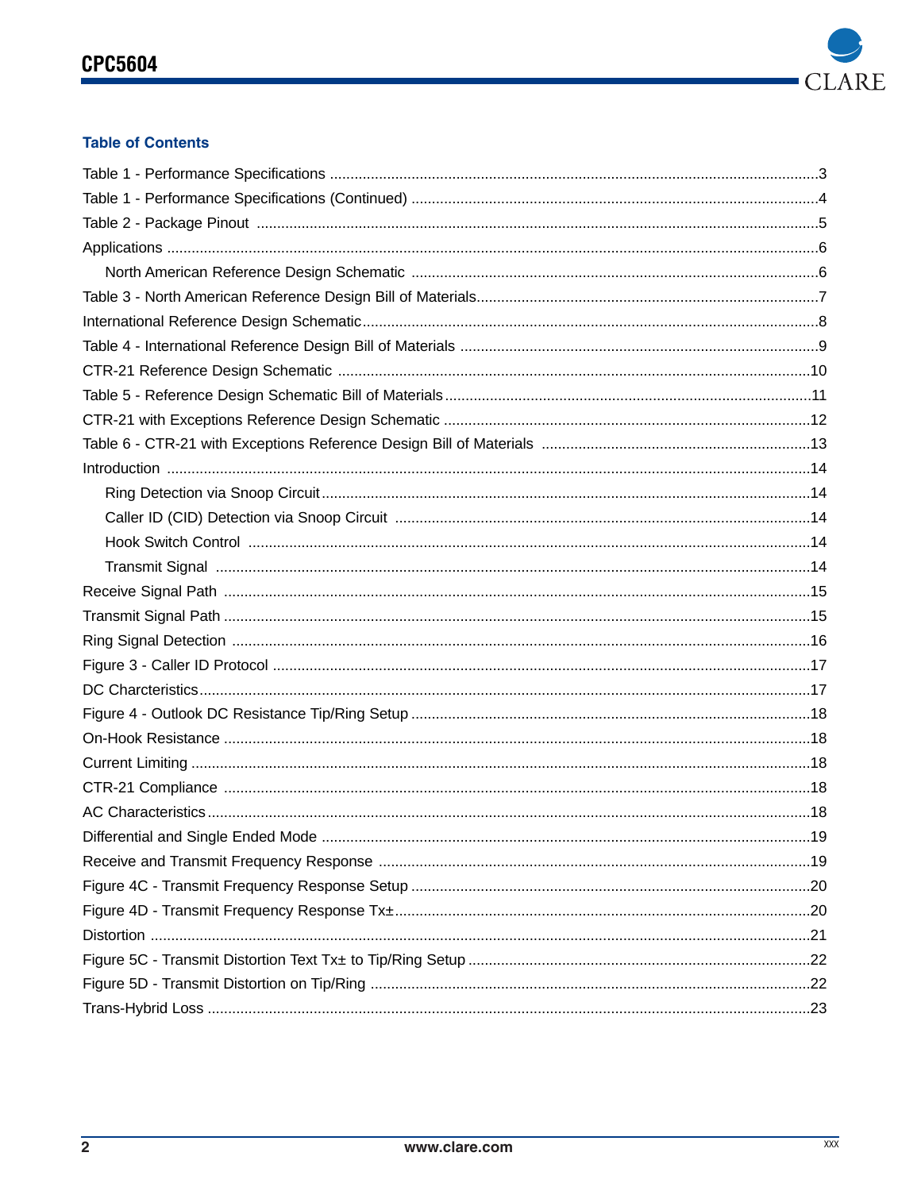## Table of Contents

Table 1 - Performance Specifications ....................................................................................................3
Table 1 - Performance Specifications (Continued) ..................................................................................4
Table 2 - Package Pinout ........................................................................................................................5
Applications .............................................................................................................................................6
  North American Reference Design Schematic ...................................................................................6
Table 3 - North American Reference Design Bill of Materials..................................................................7
International Reference Design Schematic..............................................................................................8
Table 4 - International Reference Design Bill of Materials .......................................................................9
CTR-21 Reference Design Schematic ...................................................................................................10
Table 5 - Reference Design Schematic Bill of Materials.........................................................................11
CTR-21 with Exceptions Reference Design Schematic .........................................................................12
Table 6 - CTR-21 with Exceptions Reference Design Bill of Materials .................................................13
Introduction ............................................................................................................................................14
  Ring Detection via Snoop Circuit.......................................................................................................14
  Caller ID (CID) Detection via Snoop Circuit .....................................................................................14
  Hook Switch Control ........................................................................................................................14
  Transmit Signal ................................................................................................................................14
Receive Signal Path ..............................................................................................................................15
Transmit Signal Path ..............................................................................................................................15
Ring Signal Detection ............................................................................................................................16
Figure 3 - Caller ID Protocol ..................................................................................................................17
DC Charcteristics....................................................................................................................................17
Figure 4 - Outlook DC Resistance Tip/Ring Setup .................................................................................18
On-Hook Resistance ..............................................................................................................................18
Current Limiting ......................................................................................................................................18
CTR-21 Compliance ..............................................................................................................................18
AC Characteristics..................................................................................................................................18
Differential and Single Ended Mode .......................................................................................................19
Receive and Transmit Frequency Response .........................................................................................19
Figure 4C - Transmit Frequency Response Setup .................................................................................20
Figure 4D - Transmit Frequency Response Tx±....................................................................................20
Distortion ................................................................................................................................................21
Figure 5C - Transmit Distortion Text Tx± to Tip/Ring Setup ...................................................................22
Figure 5D - Transmit Distortion on Tip/Ring ...........................................................................................22
Trans-Hybrid Loss ..................................................................................................................................23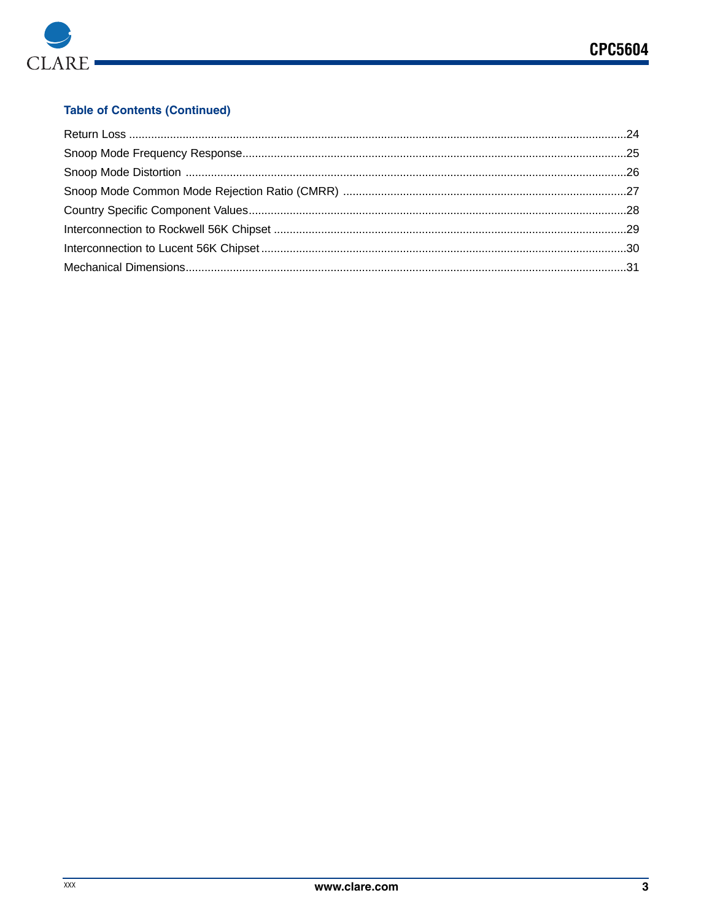### Table of Contents (Continued)

Return Loss ........................................................................................................................................24
Snoop Mode Frequency Response.......................................................................................................25
Snoop Mode Distortion ........................................................................................................................26
Snoop Mode Common Mode Rejection Ratio (CMRR) ........................................................................27
Country Specific Component Values....................................................................................................28
Interconnection to Rockwell 56K Chipset .............................................................................................29
Interconnection to Lucent 56K Chipset.................................................................................................30
Mechanical Dimensions.......................................................................................................................31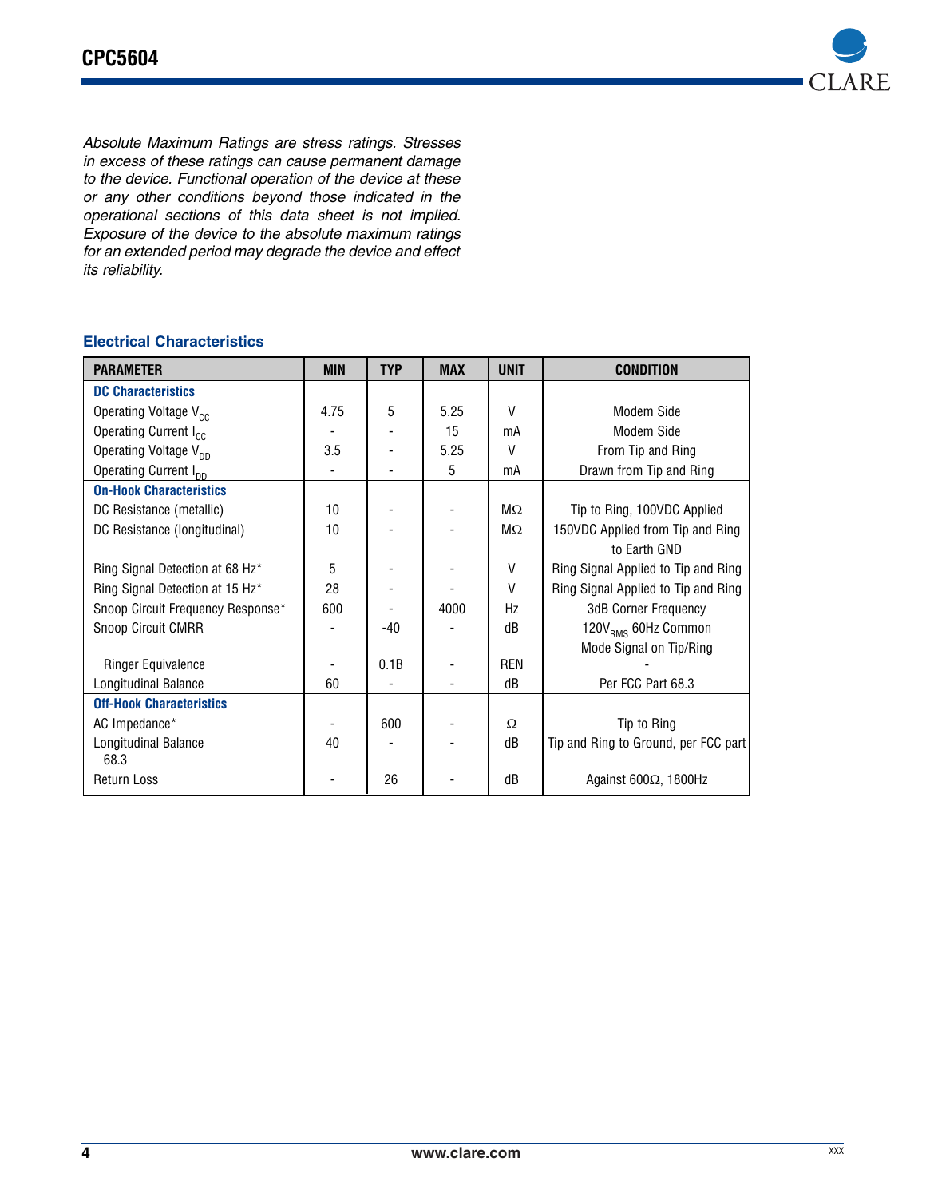*Absolute Maximum Ratings are stress ratings. Stresses in excess of these ratings can cause permanent damage to the device. Functional operation of the device at these or any other conditions beyond those indicated in the operational sections of this data sheet is not implied. Exposure of the device to the absolute maximum ratings for an extended period may degrade the device and effect its reliability.*

## Electrical Characteristics

| PARAMETER | MIN | TYP | MAX | UNIT | CONDITION |
|---|---|---|---|---|---|
| **DC Characteristics** | | | | | |
| Operating Voltage $V_{CC}$ | 4.75 | 5 | 5.25 | V | Modem Side |
| Operating Current $I_{CC}$ | - | - | 15 | mA | Modem Side |
| Operating Voltage $V_{DD}$ | 3.5 | - | 5.25 | V | From Tip and Ring |
| Operating Current $I_{DD}$ | - | - | 5 | mA | Drawn from Tip and Ring |
| **On-Hook Characteristics** | | | | | |
| DC Resistance (metallic) | 10 | - | - | MΩ | Tip to Ring, 100VDC Applied |
| DC Resistance (longitudinal) | 10 | - | - | MΩ | 150VDC Applied from Tip and Ring to Earth GND |
| Ring Signal Detection at 68 Hz* | 5 | - | - | V | Ring Signal Applied to Tip and Ring |
| Ring Signal Detection at 15 Hz* | 28 | - | - | V | Ring Signal Applied to Tip and Ring |
| Snoop Circuit Frequency Response* | 600 | - | 4000 | Hz | 3dB Corner Frequency |
| Snoop Circuit CMRR | - | -40 | - | dB | $120V_{RMS}$ 60Hz Common Mode Signal on Tip/Ring |
| Ringer Equivalence | - | 0.1B | - | REN | - |
| Longitudinal Balance | 60 | - | - | dB | Per FCC Part 68.3 |
| **Off-Hook Characteristics** | | | | | |
| AC Impedance* | - | 600 | - | Ω | Tip to Ring |
| Longitudinal Balance 68.3 | 40 | - | - | dB | Tip and Ring to Ground, per FCC part |
| Return Loss | - | 26 | - | dB | Against 600Ω, 1800Hz |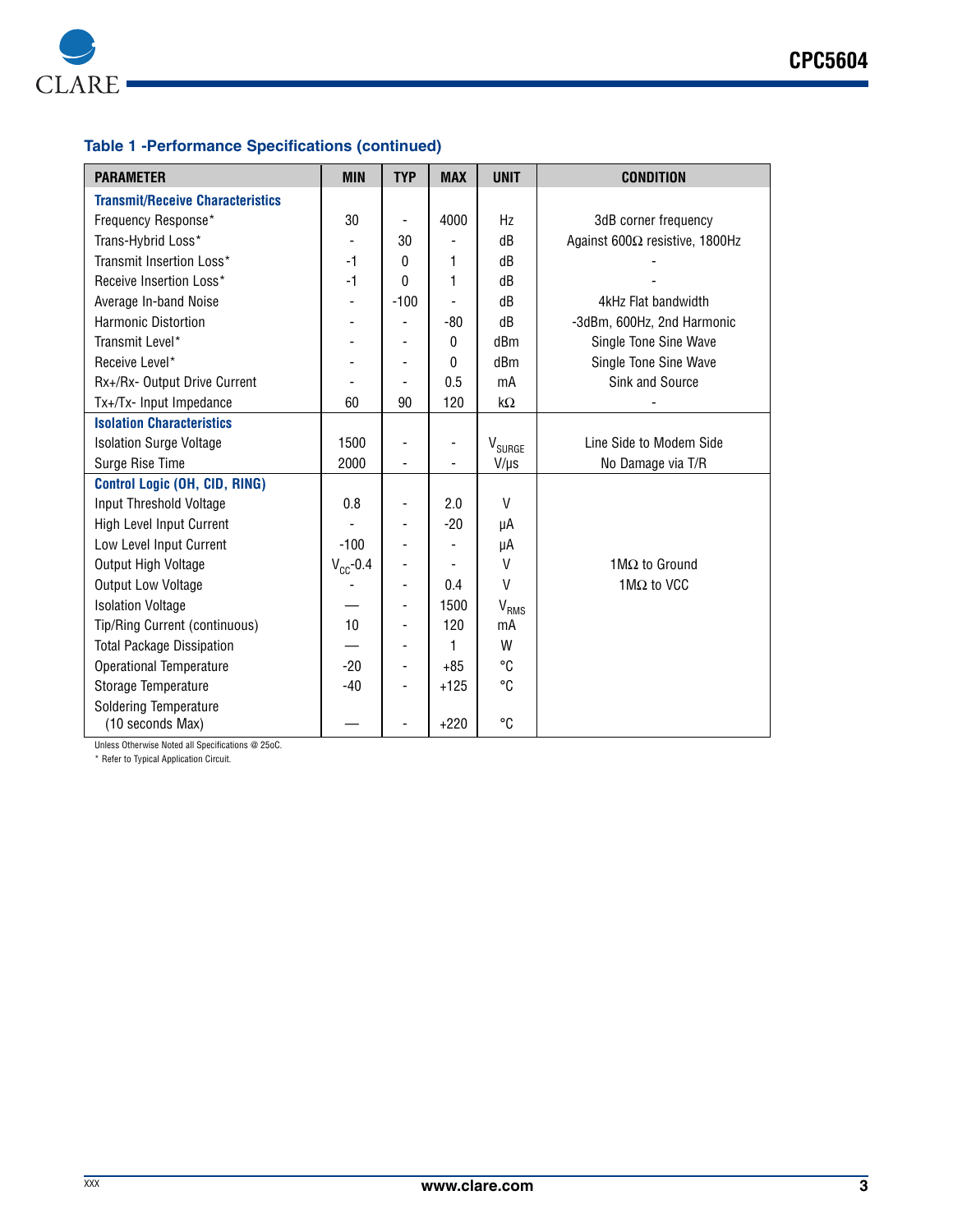### Table 1 -Performance Specifications (continued)

| PARAMETER | MIN | TYP | MAX | UNIT | CONDITION |
|---|---|---|---|---|---|
| **Transmit/Receive Characteristics** | | | | | |
| Frequency Response* | 30 | - | 4000 | Hz | 3dB corner frequency |
| Trans-Hybrid Loss* | - | 30 | - | dB | Against 600Ω resistive, 1800Hz |
| Transmit Insertion Loss* | -1 | 0 | 1 | dB | - |
| Receive Insertion Loss* | -1 | 0 | 1 | dB | - |
| Average In-band Noise | - | -100 | - | dB | 4kHz Flat bandwidth |
| Harmonic Distortion | - | - | -80 | dB | -3dBm, 600Hz, 2nd Harmonic |
| Transmit Level* | - | - | 0 | dBm | Single Tone Sine Wave |
| Receive Level* | - | - | 0 | dBm | Single Tone Sine Wave |
| Rx+/Rx- Output Drive Current | - | - | 0.5 | mA | Sink and Source |
| Tx+/Tx- Input Impedance | 60 | 90 | 120 | kΩ | - |
| **Isolation Characteristics** | | | | | |
| Isolation Surge Voltage | 1500 | - | - | $V_{SURGE}$ | Line Side to Modem Side |
| Surge Rise Time | 2000 | - | - | V/µs | No Damage via T/R |
| **Control Logic (OH, CID, RING)** | | | | | |
| Input Threshold Voltage | 0.8 | - | 2.0 | V | |
| High Level Input Current | - | - | -20 | µA | |
| Low Level Input Current | -100 | - | - | µA | |
| Output High Voltage | $V_{CC}$-0.4 | - | - | V | 1MΩ to Ground |
| Output Low Voltage | - | - | 0.4 | V | 1MΩ to VCC |
| Isolation Voltage | — | - | 1500 | $V_{RMS}$ | |
| Tip/Ring Current (continuous) | 10 | - | 120 | mA | |
| Total Package Dissipation | — | - | 1 | W | |
| Operational Temperature | -20 | - | +85 | °C | |
| Storage Temperature | -40 | - | +125 | °C | |
| Soldering Temperature (10 seconds Max) | — | - | +220 | °C | |

Unless Otherwise Noted all Specifications @ 25oC.

* Refer to Typical Application Circuit.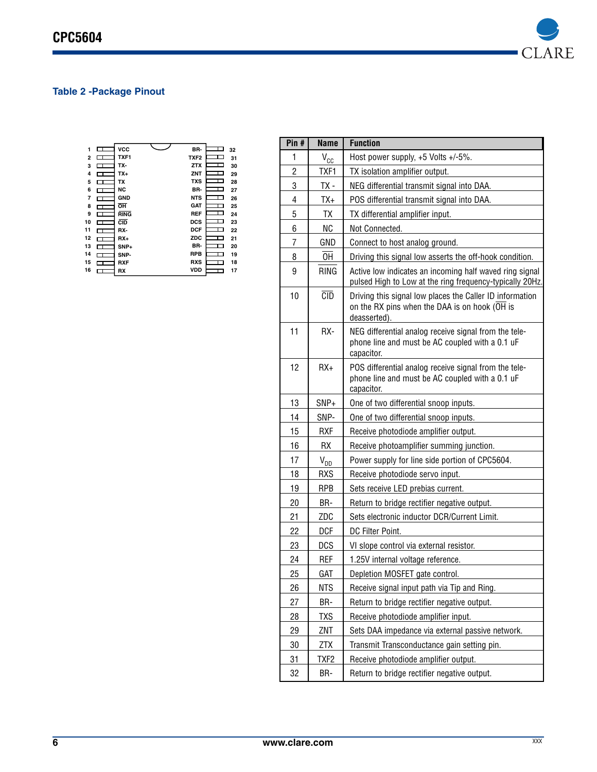### Table 2 -Package Pinout

| Pin # | Name | Function |
|---|---|---|
| 1 | $V_{CC}$ | Host power supply, +5 Volts +/-5%. |
| 2 | TXF1 | TX isolation amplifier output. |
| 3 | TX - | NEG differential transmit signal into DAA. |
| 4 | TX+ | POS differential transmit signal into DAA. |
| 5 | TX | TX differential amplifier input. |
| 6 | NC | Not Connected. |
| 7 | GND | Connect to host analog ground. |
| 8 | $\overline{OH}$ | Driving this signal low asserts the off-hook condition. |
| 9 | $\overline{RING}$ | Active low indicates an incoming half waved ring signal pulsed High to Low at the ring frequency-typically 20Hz. |
| 10 | $\overline{CID}$ | Driving this signal low places the Caller ID information on the RX pins when the DAA is on hook ($\overline{OH}$ is deasserted). |
| 11 | RX- | NEG differential analog receive signal from the telephone line and must be AC coupled with a 0.1 uF capacitor. |
| 12 | RX+ | POS differential analog receive signal from the telephone line and must be AC coupled with a 0.1 uF capacitor. |
| 13 | SNP+ | One of two differential snoop inputs. |
| 14 | SNP- | One of two differential snoop inputs. |
| 15 | RXF | Receive photodiode amplifier output. |
| 16 | RX | Receive photoamplifier summing junction. |
| 17 | $V_{DD}$ | Power supply for line side portion of CPC5604. |
| 18 | RXS | Receive photodiode servo input. |
| 19 | RPB | Sets receive LED prebias current. |
| 20 | BR- | Return to bridge rectifier negative output. |
| 21 | ZDC | Sets electronic inductor DCR/Current Limit. |
| 22 | DCF | DC Filter Point. |
| 23 | DCS | VI slope control via external resistor. |
| 24 | REF | 1.25V internal voltage reference. |
| 25 | GAT | Depletion MOSFET gate control. |
| 26 | NTS | Receive signal input path via Tip and Ring. |
| 27 | BR- | Return to bridge rectifier negative output. |
| 28 | TXS | Receive photodiode amplifier input. |
| 29 | ZNT | Sets DAA impedance via external passive network. |
| 30 | ZTX | Transmit Transconductance gain setting pin. |
| 31 | TXF2 | Receive photodiode amplifier output. |
| 32 | BR- | Return to bridge rectifier negative output. |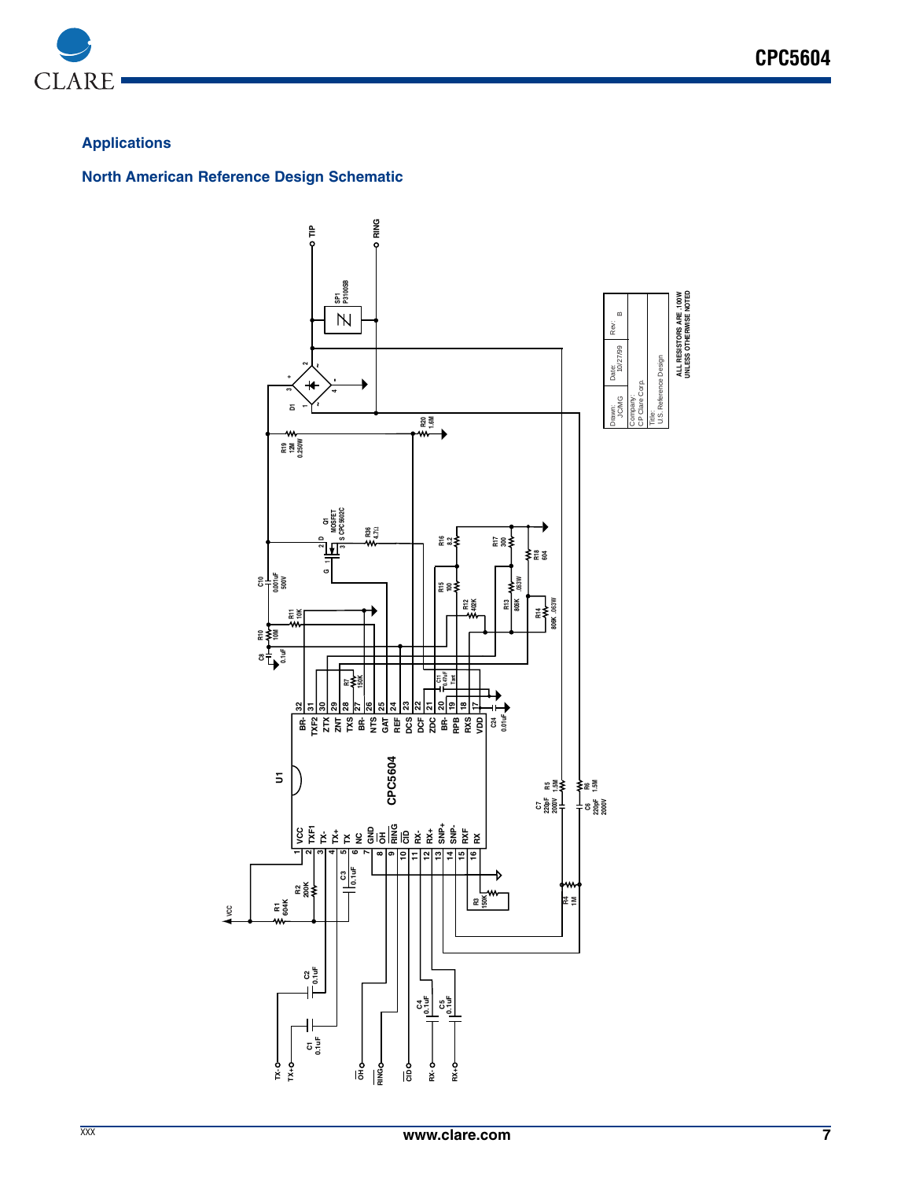## Applications

### North American Reference Design Schematic

ALL RESISTORS ARE .100W UNLESS OTHERWISE NOTED

| Drawn: JC/MG | Date: 10/27/99 | Rev: B |
|---|---|---|
| Company: CP Clare Corp. | | |
| Title: U.S. Reference Design | | |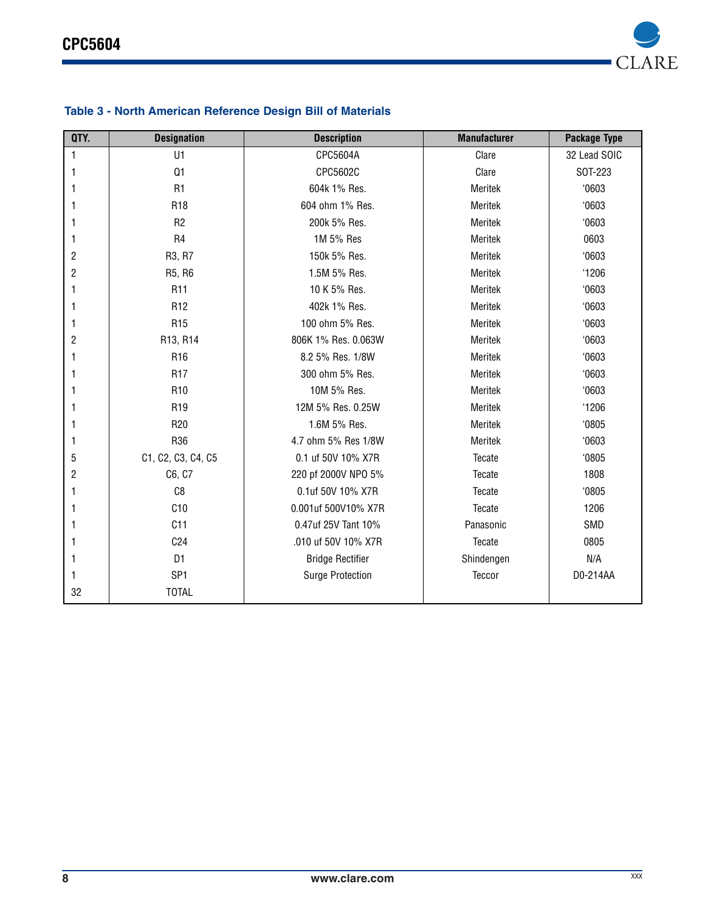### Table 3 - North American Reference Design Bill of Materials

| QTY. | Designation | Description | Manufacturer | Package Type |
|---|---|---|---|---|
| 1 | U1 | CPC5604A | Clare | 32 Lead SOIC |
| 1 | Q1 | CPC5602C | Clare | SOT-223 |
| 1 | R1 | 604k 1% Res. | Meritek | '0603 |
| 1 | R18 | 604 ohm 1% Res. | Meritek | '0603 |
| 1 | R2 | 200k 5% Res. | Meritek | '0603 |
| 1 | R4 | 1M 5% Res | Meritek | 0603 |
| 2 | R3, R7 | 150k 5% Res. | Meritek | '0603 |
| 2 | R5, R6 | 1.5M 5% Res. | Meritek | '1206 |
| 1 | R11 | 10 K 5% Res. | Meritek | '0603 |
| 1 | R12 | 402k 1% Res. | Meritek | '0603 |
| 1 | R15 | 100 ohm 5% Res. | Meritek | '0603 |
| 2 | R13, R14 | 806K 1% Res. 0.063W | Meritek | '0603 |
| 1 | R16 | 8.2 5% Res. 1/8W | Meritek | '0603 |
| 1 | R17 | 300 ohm 5% Res. | Meritek | '0603 |
| 1 | R10 | 10M 5% Res. | Meritek | '0603 |
| 1 | R19 | 12M 5% Res. 0.25W | Meritek | '1206 |
| 1 | R20 | 1.6M 5% Res. | Meritek | '0805 |
| 1 | R36 | 4.7 ohm 5% Res 1/8W | Meritek | '0603 |
| 5 | C1, C2, C3, C4, C5 | 0.1 uf 50V 10% X7R | Tecate | '0805 |
| 2 | C6, C7 | 220 pf 2000V NPO 5% | Tecate | 1808 |
| 1 | C8 | 0.1uf 50V 10% X7R | Tecate | '0805 |
| 1 | C10 | 0.001uf 500V10% X7R | Tecate | 1206 |
| 1 | C11 | 0.47uf 25V Tant 10% | Panasonic | SMD |
| 1 | C24 | .010 uf 50V 10% X7R | Tecate | 0805 |
| 1 | D1 | Bridge Rectifier | Shindengen | N/A |
| 1 | SP1 | Surge Protection | Teccor | DO-214AA |
| 32 | TOTAL | | | |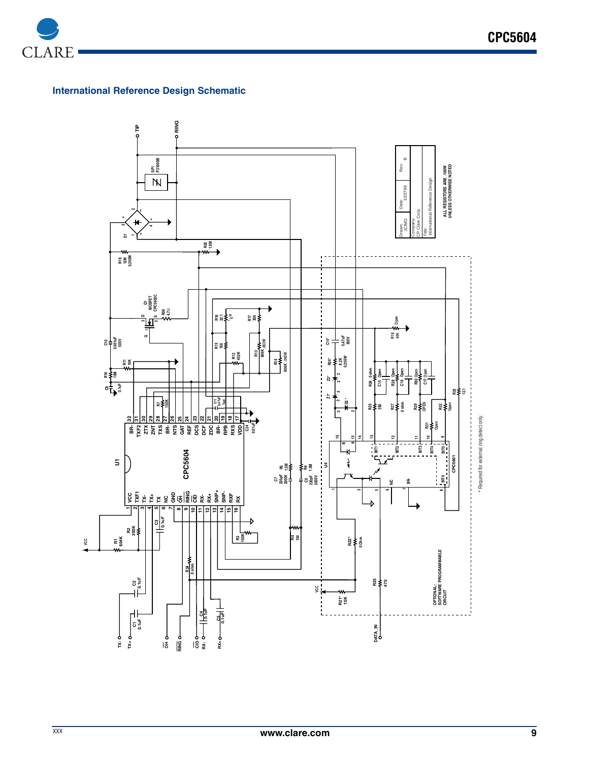## International Reference Design Schematic

Drawn: JC/MG | Date: 10/27/99 | Rev: B

Company: CP Clare Corp.

Title: International Reference Design

ALL RESISTORS ARE .100W UNLESS OTHERWISE NOTED

OPTIONAL: SOFTWARE PROGRAMMABLE CIRCUIT

\* Required for external ring detect only.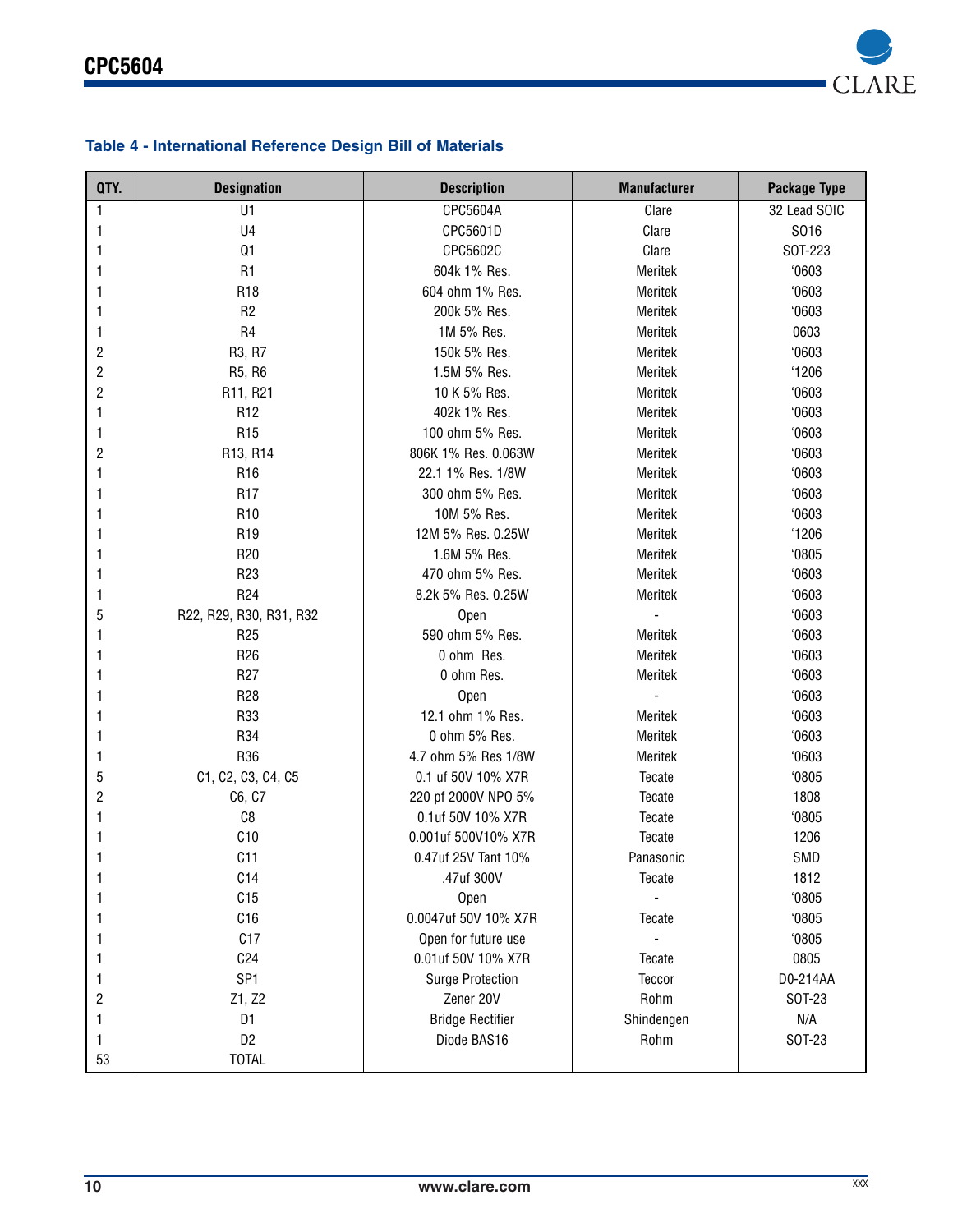### Table 4 - International Reference Design Bill of Materials

| QTY. | Designation | Description | Manufacturer | Package Type |
|---|---|---|---|---|
| 1 | U1 | CPC5604A | Clare | 32 Lead SOIC |
| 1 | U4 | CPC5601D | Clare | SO16 |
| 1 | Q1 | CPC5602C | Clare | SOT-223 |
| 1 | R1 | 604k 1% Res. | Meritek | ‘0603 |
| 1 | R18 | 604 ohm 1% Res. | Meritek | ‘0603 |
| 1 | R2 | 200k 5% Res. | Meritek | ‘0603 |
| 1 | R4 | 1M 5% Res. | Meritek | 0603 |
| 2 | R3, R7 | 150k 5% Res. | Meritek | ‘0603 |
| 2 | R5, R6 | 1.5M 5% Res. | Meritek | ‘1206 |
| 2 | R11, R21 | 10 K 5% Res. | Meritek | ‘0603 |
| 1 | R12 | 402k 1% Res. | Meritek | ‘0603 |
| 1 | R15 | 100 ohm 5% Res. | Meritek | ‘0603 |
| 2 | R13, R14 | 806K 1% Res. 0.063W | Meritek | ‘0603 |
| 1 | R16 | 22.1 1% Res. 1/8W | Meritek | ‘0603 |
| 1 | R17 | 300 ohm 5% Res. | Meritek | ‘0603 |
| 1 | R10 | 10M 5% Res. | Meritek | ‘0603 |
| 1 | R19 | 12M 5% Res. 0.25W | Meritek | ‘1206 |
| 1 | R20 | 1.6M 5% Res. | Meritek | ‘0805 |
| 1 | R23 | 470 ohm 5% Res. | Meritek | ‘0603 |
| 1 | R24 | 8.2k 5% Res. 0.25W | Meritek | ‘0603 |
| 5 | R22, R29, R30, R31, R32 | Open | - | ‘0603 |
| 1 | R25 | 590 ohm 5% Res. | Meritek | ‘0603 |
| 1 | R26 | 0 ohm Res. | Meritek | ‘0603 |
| 1 | R27 | 0 ohm Res. | Meritek | ‘0603 |
| 1 | R28 | Open | - | ‘0603 |
| 1 | R33 | 12.1 ohm 1% Res. | Meritek | ‘0603 |
| 1 | R34 | 0 ohm 5% Res. | Meritek | ‘0603 |
| 1 | R36 | 4.7 ohm 5% Res 1/8W | Meritek | ‘0603 |
| 5 | C1, C2, C3, C4, C5 | 0.1 uf 50V 10% X7R | Tecate | ‘0805 |
| 2 | C6, C7 | 220 pf 2000V NPO 5% | Tecate | 1808 |
| 1 | C8 | 0.1uf 50V 10% X7R | Tecate | ‘0805 |
| 1 | C10 | 0.001uf 500V10% X7R | Tecate | 1206 |
| 1 | C11 | 0.47uf 25V Tant 10% | Panasonic | SMD |
| 1 | C14 | .47uf 300V | Tecate | 1812 |
| 1 | C15 | Open | - | ‘0805 |
| 1 | C16 | 0.0047uf 50V 10% X7R | Tecate | ‘0805 |
| 1 | C17 | Open for future use | - | ‘0805 |
| 1 | C24 | 0.01uf 50V 10% X7R | Tecate | 0805 |
| 1 | SP1 | Surge Protection | Teccor | D0-214AA |
| 2 | Z1, Z2 | Zener 20V | Rohm | SOT-23 |
| 1 | D1 | Bridge Rectifier | Shindengen | N/A |
| 1 | D2 | Diode BAS16 | Rohm | SOT-23 |
| 53 | TOTAL | | | |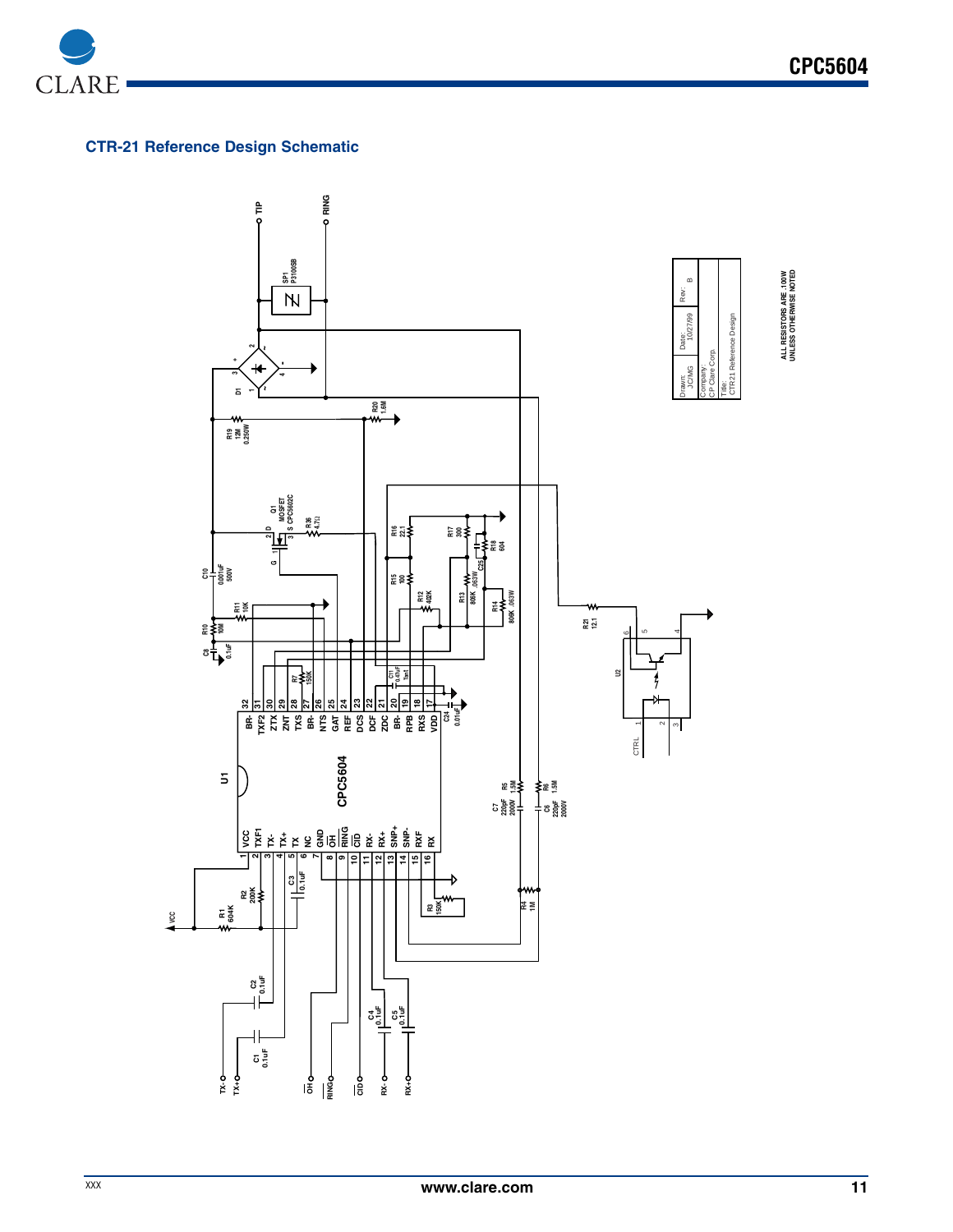## CTR-21 Reference Design Schematic

ALL RESISTORS ARE .100W UNLESS OTHERWISE NOTED

| Drawn: JC/MG | Date: 10/27/99 | Rev: B |
|---|---|---|
| Company: CP Clare Corp. | | |
| Title: CTR21 Reference Design | | |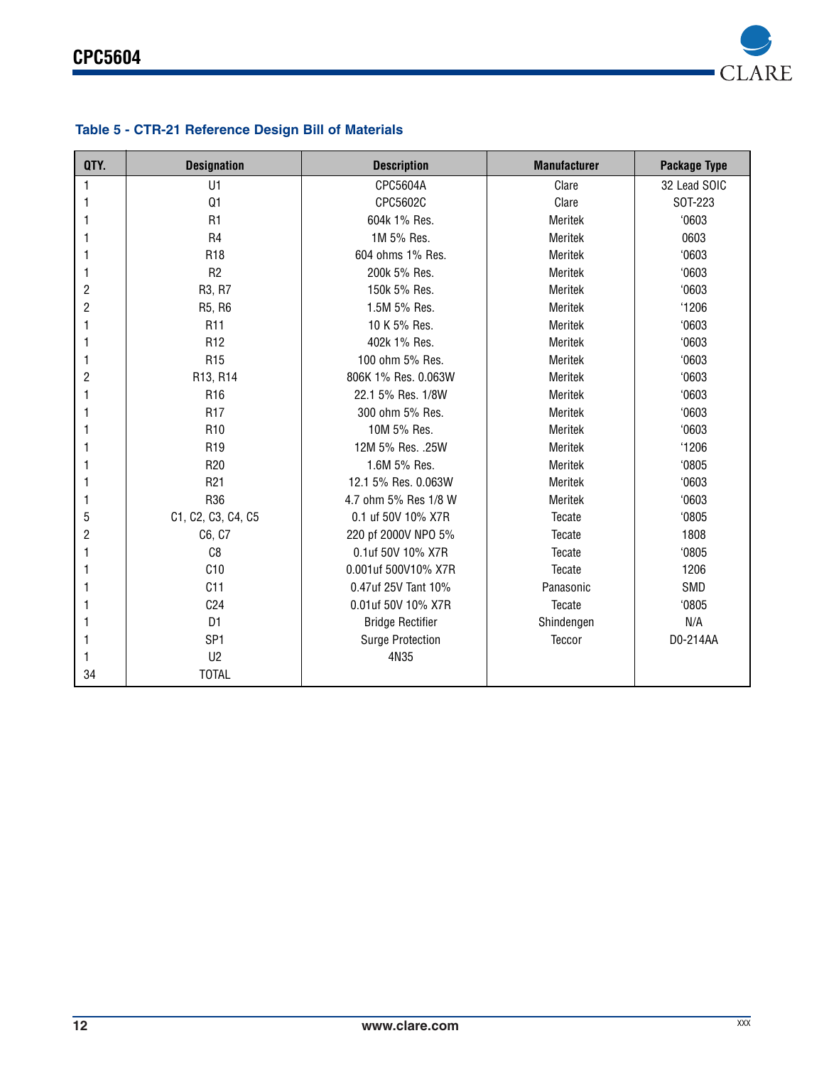### Table 5 - CTR-21 Reference Design Bill of Materials

| QTY. | Designation | Description | Manufacturer | Package Type |
|---|---|---|---|---|
| 1 | U1 | CPC5604A | Clare | 32 Lead SOIC |
| 1 | Q1 | CPC5602C | Clare | SOT-223 |
| 1 | R1 | 604k 1% Res. | Meritek | ‘0603 |
| 1 | R4 | 1M 5% Res. | Meritek | 0603 |
| 1 | R18 | 604 ohms 1% Res. | Meritek | ‘0603 |
| 1 | R2 | 200k 5% Res. | Meritek | ‘0603 |
| 2 | R3, R7 | 150k 5% Res. | Meritek | ‘0603 |
| 2 | R5, R6 | 1.5M 5% Res. | Meritek | ‘1206 |
| 1 | R11 | 10 K 5% Res. | Meritek | ‘0603 |
| 1 | R12 | 402k 1% Res. | Meritek | ‘0603 |
| 1 | R15 | 100 ohm 5% Res. | Meritek | ‘0603 |
| 2 | R13, R14 | 806K 1% Res. 0.063W | Meritek | ‘0603 |
| 1 | R16 | 22.1 5% Res. 1/8W | Meritek | ‘0603 |
| 1 | R17 | 300 ohm 5% Res. | Meritek | ‘0603 |
| 1 | R10 | 10M 5% Res. | Meritek | ‘0603 |
| 1 | R19 | 12M 5% Res. .25W | Meritek | ‘1206 |
| 1 | R20 | 1.6M 5% Res. | Meritek | ‘0805 |
| 1 | R21 | 12.1 5% Res. 0.063W | Meritek | ‘0603 |
| 1 | R36 | 4.7 ohm 5% Res 1/8 W | Meritek | ‘0603 |
| 5 | C1, C2, C3, C4, C5 | 0.1 uf 50V 10% X7R | Tecate | ‘0805 |
| 2 | C6, C7 | 220 pf 2000V NPO 5% | Tecate | 1808 |
| 1 | C8 | 0.1uf 50V 10% X7R | Tecate | ‘0805 |
| 1 | C10 | 0.001uf 500V10% X7R | Tecate | 1206 |
| 1 | C11 | 0.47uf 25V Tant 10% | Panasonic | SMD |
| 1 | C24 | 0.01uf 50V 10% X7R | Tecate | ‘0805 |
| 1 | D1 | Bridge Rectifier | Shindengen | N/A |
| 1 | SP1 | Surge Protection | Teccor | D0-214AA |
| 1 | U2 | 4N35 | | |
| 34 | TOTAL | | | |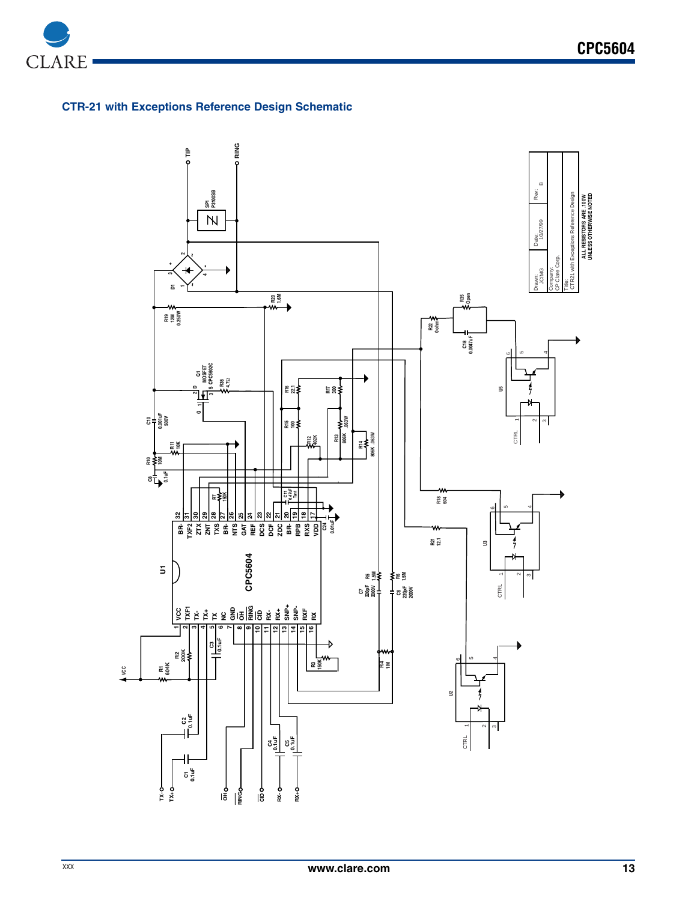## CTR-21 with Exceptions Reference Design Schematic

| Drawn: JC/MG | Date: 10/27/99 | Rev: B |
|---|---|---|
| Company: CP Clare Corp. | | |
| Title: CTR21 with Exceptions Reference Design | | |

ALL RESISTORS ARE .100W UNLESS OTHERWISE NOTED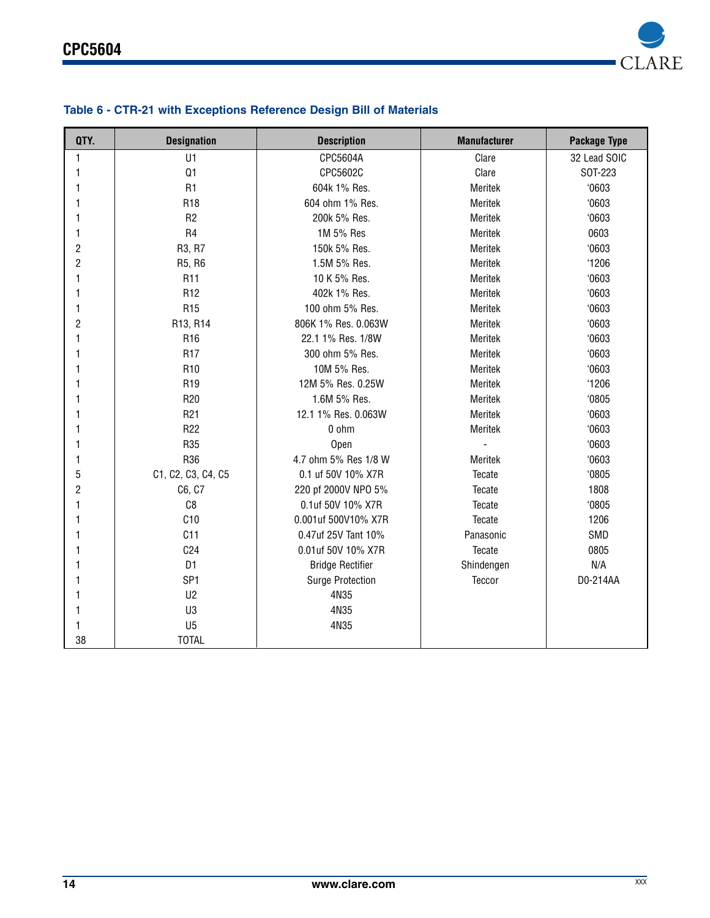### Table 6 - CTR-21 with Exceptions Reference Design Bill of Materials

| QTY. | Designation | Description | Manufacturer | Package Type |
|---|---|---|---|---|
| 1 | U1 | CPC5604A | Clare | 32 Lead SOIC |
| 1 | Q1 | CPC5602C | Clare | SOT-223 |
| 1 | R1 | 604k 1% Res. | Meritek | '0603 |
| 1 | R18 | 604 ohm 1% Res. | Meritek | '0603 |
| 1 | R2 | 200k 5% Res. | Meritek | '0603 |
| 1 | R4 | 1M 5% Res | Meritek | 0603 |
| 2 | R3, R7 | 150k 5% Res. | Meritek | '0603 |
| 2 | R5, R6 | 1.5M 5% Res. | Meritek | '1206 |
| 1 | R11 | 10 K 5% Res. | Meritek | '0603 |
| 1 | R12 | 402k 1% Res. | Meritek | '0603 |
| 1 | R15 | 100 ohm 5% Res. | Meritek | '0603 |
| 2 | R13, R14 | 806K 1% Res. 0.063W | Meritek | '0603 |
| 1 | R16 | 22.1 1% Res. 1/8W | Meritek | '0603 |
| 1 | R17 | 300 ohm 5% Res. | Meritek | '0603 |
| 1 | R10 | 10M 5% Res. | Meritek | '0603 |
| 1 | R19 | 12M 5% Res. 0.25W | Meritek | '1206 |
| 1 | R20 | 1.6M 5% Res. | Meritek | '0805 |
| 1 | R21 | 12.1 1% Res. 0.063W | Meritek | '0603 |
| 1 | R22 | 0 ohm | Meritek | '0603 |
| 1 | R35 | Open | - | '0603 |
| 1 | R36 | 4.7 ohm 5% Res 1/8 W | Meritek | '0603 |
| 5 | C1, C2, C3, C4, C5 | 0.1 uf 50V 10% X7R | Tecate | '0805 |
| 2 | C6, C7 | 220 pf 2000V NPO 5% | Tecate | 1808 |
| 1 | C8 | 0.1uf 50V 10% X7R | Tecate | '0805 |
| 1 | C10 | 0.001uf 500V10% X7R | Tecate | 1206 |
| 1 | C11 | 0.47uf 25V Tant 10% | Panasonic | SMD |
| 1 | C24 | 0.01uf 50V 10% X7R | Tecate | 0805 |
| 1 | D1 | Bridge Rectifier | Shindengen | N/A |
| 1 | SP1 | Surge Protection | Teccor | D0-214AA |
| 1 | U2 | 4N35 | | |
| 1 | U3 | 4N35 | | |
| 1 | U5 | 4N35 | | |
| 38 | TOTAL | | | |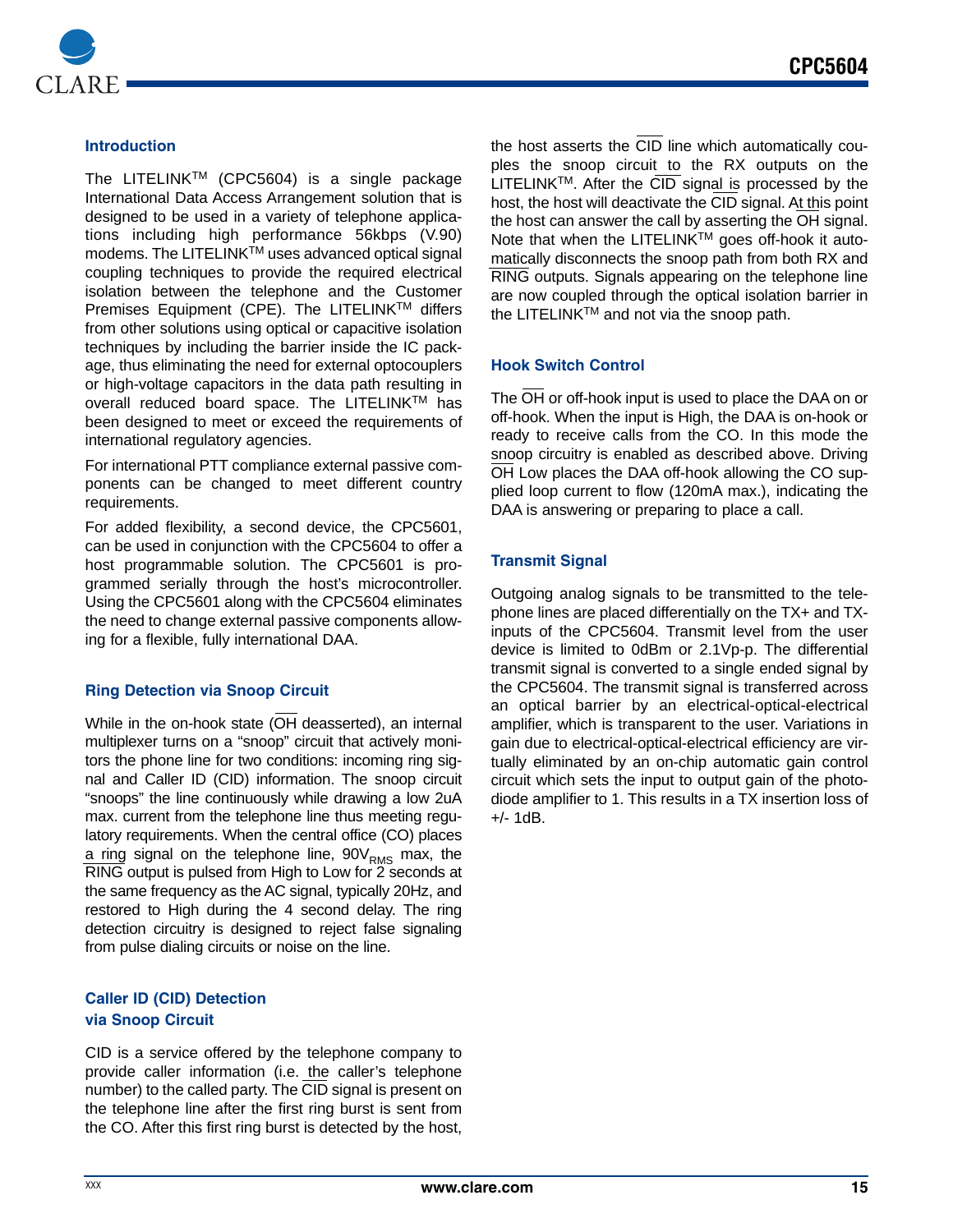## Introduction

The LITELINK™ (CPC5604) is a single package International Data Access Arrangement solution that is designed to be used in a variety of telephone applications including high performance 56kbps (V.90) modems. The LITELINK™ uses advanced optical signal coupling techniques to provide the required electrical isolation between the telephone and the Customer Premises Equipment (CPE). The LITELINK™ differs from other solutions using optical or capacitive isolation techniques by including the barrier inside the IC package, thus eliminating the need for external optocouplers or high-voltage capacitors in the data path resulting in overall reduced board space. The LITELINK™ has been designed to meet or exceed the requirements of international regulatory agencies.

For international PTT compliance external passive components can be changed to meet different country requirements.

For added flexibility, a second device, the CPC5601, can be used in conjunction with the CPC5604 to offer a host programmable solution. The CPC5601 is programmed serially through the host's microcontroller. Using the CPC5601 along with the CPC5604 eliminates the need to change external passive components allowing for a flexible, fully international DAA.

## Ring Detection via Snoop Circuit

While in the on-hook state ($\overline{\text{OH}}$ deasserted), an internal multiplexer turns on a "snoop" circuit that actively monitors the phone line for two conditions: incoming ring signal and Caller ID (CID) information. The snoop circuit "snoops" the line continuously while drawing a low 2uA max. current from the telephone line thus meeting regulatory requirements. When the central office (CO) places a ring signal on the telephone line, $90V_{RMS}$ max, the $\overline{\text{RING}}$ output is pulsed from High to Low for 2 seconds at the same frequency as the AC signal, typically 20Hz, and restored to High during the 4 second delay. The ring detection circuitry is designed to reject false signaling from pulse dialing circuits or noise on the line.

## Caller ID (CID) Detection via Snoop Circuit

CID is a service offered by the telephone company to provide caller information (i.e. the caller's telephone number) to the called party. The $\overline{\text{CID}}$ signal is present on the telephone line after the first ring burst is sent from the CO. After this first ring burst is detected by the host, the host asserts the $\overline{\text{CID}}$ line which automatically couples the snoop circuit to the RX outputs on the LITELINK™. After the $\overline{\text{CID}}$ signal is processed by the host, the host will deactivate the $\overline{\text{CID}}$ signal. At this point the host can answer the call by asserting the $\overline{\text{OH}}$ signal. Note that when the LITELINK™ goes off-hook it automatically disconnects the snoop path from both RX and $\overline{\text{RING}}$ outputs. Signals appearing on the telephone line are now coupled through the optical isolation barrier in the LITELINK™ and not via the snoop path.

## Hook Switch Control

The $\overline{\text{OH}}$ or off-hook input is used to place the DAA on or off-hook. When the input is High, the DAA is on-hook or ready to receive calls from the CO. In this mode the snoop circuitry is enabled as described above. Driving $\overline{\text{OH}}$ Low places the DAA off-hook allowing the CO supplied loop current to flow (120mA max.), indicating the DAA is answering or preparing to place a call.

## Transmit Signal

Outgoing analog signals to be transmitted to the telephone lines are placed differentially on the TX+ and TX- inputs of the CPC5604. Transmit level from the user device is limited to 0dBm or 2.1Vp-p. The differential transmit signal is converted to a single ended signal by the CPC5604. The transmit signal is transferred across an optical barrier by an electrical-optical-electrical amplifier, which is transparent to the user. Variations in gain due to electrical-optical-electrical efficiency are virtually eliminated by an on-chip automatic gain control circuit which sets the input to output gain of the photodiode amplifier to 1. This results in a TX insertion loss of +/- 1dB.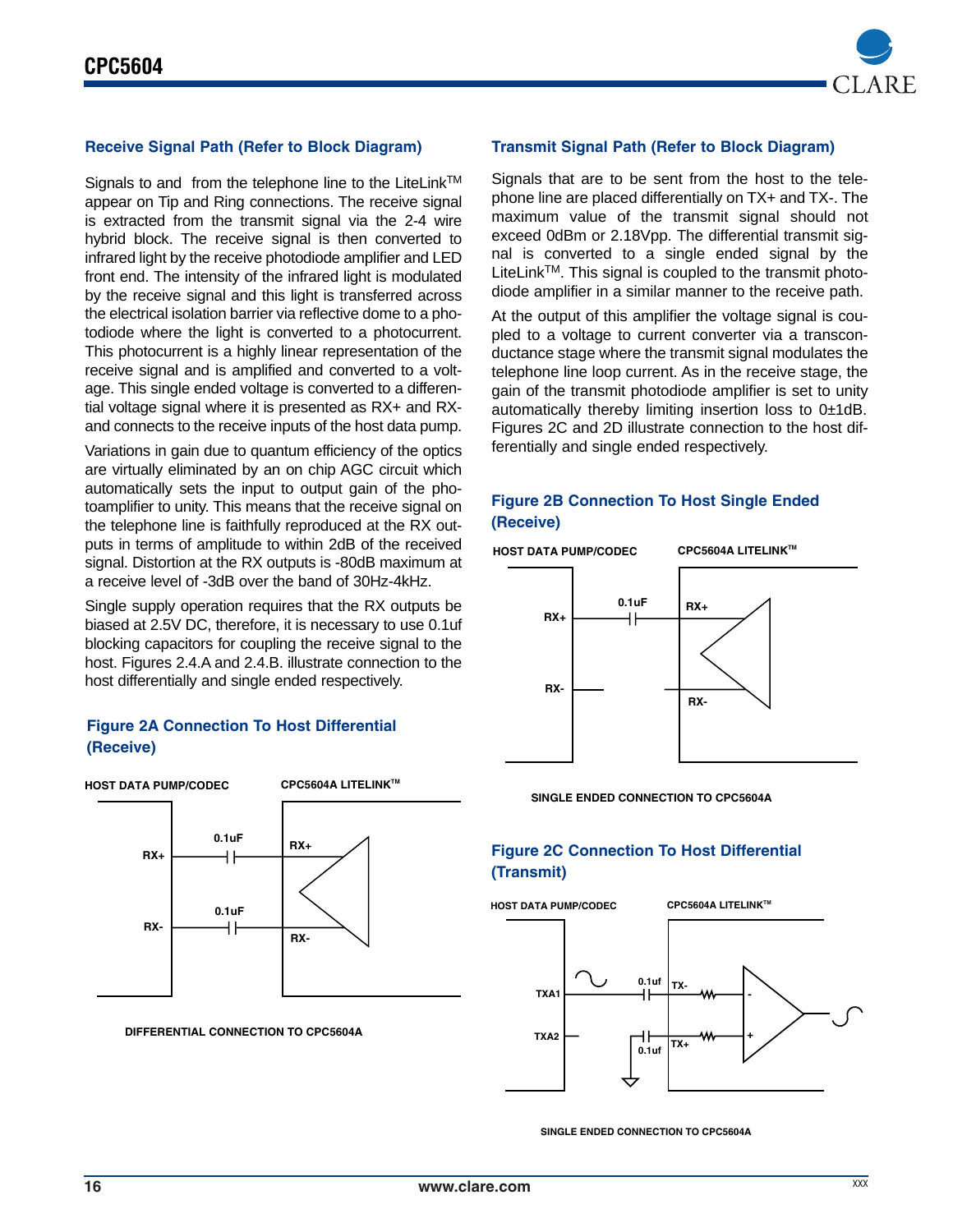### Receive Signal Path (Refer to Block Diagram)

Signals to and from the telephone line to the LiteLink™ appear on Tip and Ring connections. The receive signal is extracted from the transmit signal via the 2-4 wire hybrid block. The receive signal is then converted to infrared light by the receive photodiode amplifier and LED front end. The intensity of the infrared light is modulated by the receive signal and this light is transferred across the electrical isolation barrier via reflective dome to a photodiode where the light is converted to a photocurrent. This photocurrent is a highly linear representation of the receive signal and is amplified and converted to a voltage. This single ended voltage is converted to a differential voltage signal where it is presented as RX+ and RX- and connects to the receive inputs of the host data pump.

Variations in gain due to quantum efficiency of the optics are virtually eliminated by an on chip AGC circuit which automatically sets the input to output gain of the photoamplifier to unity. This means that the receive signal on the telephone line is faithfully reproduced at the RX outputs in terms of amplitude to within 2dB of the received signal. Distortion at the RX outputs is -80dB maximum at a receive level of -3dB over the band of 30Hz-4kHz.

Single supply operation requires that the RX outputs be biased at 2.5V DC, therefore, it is necessary to use 0.1uf blocking capacitors for coupling the receive signal to the host. Figures 2.4.A and 2.4.B. illustrate connection to the host differentially and single ended respectively.

### Figure 2A Connection To Host Differential (Receive)

HOST DATA PUMP/CODEC — CPC5604A LITELINK™

RX+ — 0.1uF — RX+
RX- — 0.1uF — RX-

DIFFERENTIAL CONNECTION TO CPC5604A

### Transmit Signal Path (Refer to Block Diagram)

Signals that are to be sent from the host to the telephone line are placed differentially on TX+ and TX-. The maximum value of the transmit signal should not exceed 0dBm or 2.18Vpp. The differential transmit signal is converted to a single ended signal by the LiteLink™. This signal is coupled to the transmit photodiode amplifier in a similar manner to the receive path.

At the output of this amplifier the voltage signal is coupled to a voltage to current converter via a transconductance stage where the transmit signal modulates the telephone line loop current. As in the receive stage, the gain of the transmit photodiode amplifier is set to unity automatically thereby limiting insertion loss to 0±1dB. Figures 2C and 2D illustrate connection to the host differentially and single ended respectively.

### Figure 2B Connection To Host Single Ended (Receive)

HOST DATA PUMP/CODEC — CPC5604A LITELINK™

RX+ — 0.1uF — RX+
RX- — RX-

SINGLE ENDED CONNECTION TO CPC5604A

### Figure 2C Connection To Host Differential (Transmit)

HOST DATA PUMP/CODEC — CPC5604A LITELINK™

TXA1 — 0.1uf — TX-
TXA2 — 0.1uf — TX+

SINGLE ENDED CONNECTION TO CPC5604A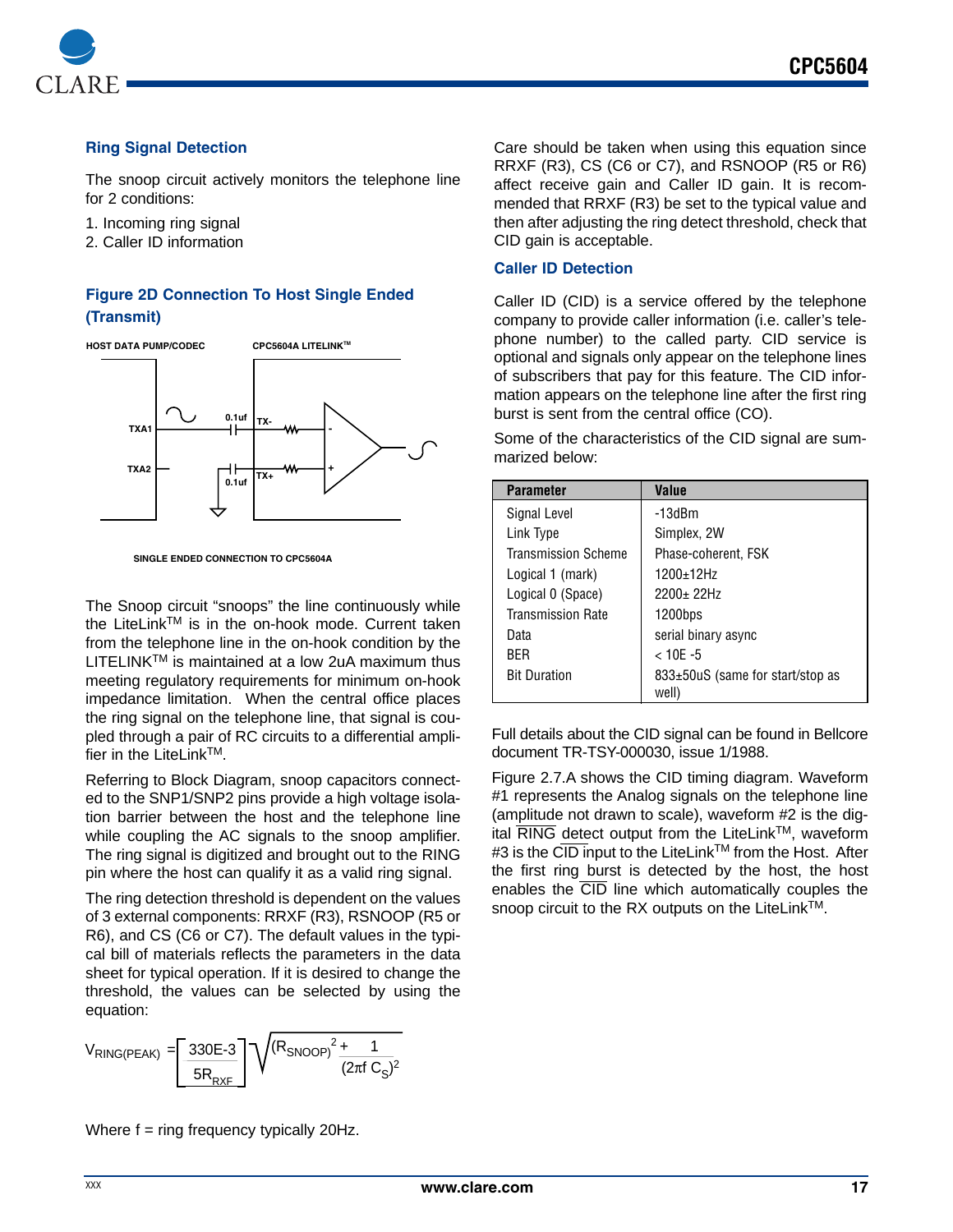## Ring Signal Detection

The snoop circuit actively monitors the telephone line for 2 conditions:

1. Incoming ring signal
2. Caller ID information

### Figure 2D Connection To Host Single Ended (Transmit)

HOST DATA PUMP/CODEC

CPC5604A LITELINK™

TXA1

TXA2

0.1uf

0.1uf

TX-

TX+

SINGLE ENDED CONNECTION TO CPC5604A

The Snoop circuit "snoops" the line continuously while the LiteLink™ is in the on-hook mode. Current taken from the telephone line in the on-hook condition by the LITELINK™ is maintained at a low 2uA maximum thus meeting regulatory requirements for minimum on-hook impedance limitation. When the central office places the ring signal on the telephone line, that signal is coupled through a pair of RC circuits to a differential amplifier in the LiteLink™.

Referring to Block Diagram, snoop capacitors connected to the SNP1/SNP2 pins provide a high voltage isolation barrier between the host and the telephone line while coupling the AC signals to the snoop amplifier. The ring signal is digitized and brought out to the RING pin where the host can qualify it as a valid ring signal.

The ring detection threshold is dependent on the values of 3 external components: RRXF (R3), RSNOOP (R5 or R6), and CS (C6 or C7). The default values in the typical bill of materials reflects the parameters in the data sheet for typical operation. If it is desired to change the threshold, the values can be selected by using the equation:

$$V_{RING(PEAK)} = \left[\frac{330E\text{-}3}{5R_{RXF}}\right]\sqrt{(R_{SNOOP})^2 + \frac{1}{(2\pi f\, C_S)^2}}$$

Where f = ring frequency typically 20Hz.

Care should be taken when using this equation since RRXF (R3), CS (C6 or C7), and RSNOOP (R5 or R6) affect receive gain and Caller ID gain. It is recommended that RRXF (R3) be set to the typical value and then after adjusting the ring detect threshold, check that CID gain is acceptable.

## Caller ID Detection

Caller ID (CID) is a service offered by the telephone company to provide caller information (i.e. caller's telephone number) to the called party. CID service is optional and signals only appear on the telephone lines of subscribers that pay for this feature. The CID information appears on the telephone line after the first ring burst is sent from the central office (CO).

Some of the characteristics of the CID signal are summarized below:

| Parameter | Value |
|---|---|
| Signal Level | -13dBm |
| Link Type | Simplex, 2W |
| Transmission Scheme | Phase-coherent, FSK |
| Logical 1 (mark) | 1200±12Hz |
| Logical 0 (Space) | 2200± 22Hz |
| Transmission Rate | 1200bps |
| Data | serial binary async |
| BER | < 10E -5 |
| Bit Duration | 833±50uS (same for start/stop as well) |

Full details about the CID signal can be found in Bellcore document TR-TSY-000030, issue 1/1988.

Figure 2.7.A shows the CID timing diagram. Waveform #1 represents the Analog signals on the telephone line (amplitude not drawn to scale), waveform #2 is the digital $\overline{\text{RING}}$ detect output from the LiteLink™, waveform #3 is the $\overline{\text{CID}}$ input to the LiteLink™ from the Host. After the first ring burst is detected by the host, the host enables the $\overline{\text{CID}}$ line which automatically couples the snoop circuit to the RX outputs on the LiteLink™.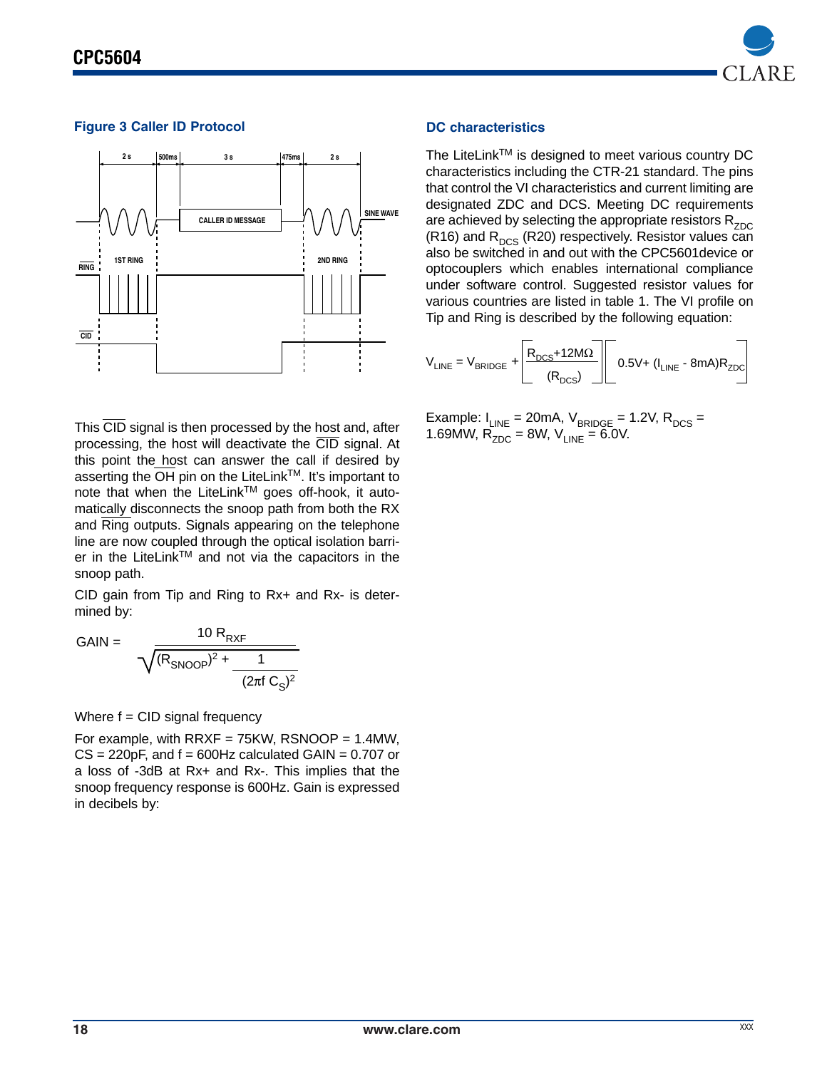### Figure 3 Caller ID Protocol

This $\overline{CID}$ signal is then processed by the host and, after processing, the host will deactivate the $\overline{CID}$ signal. At this point the host can answer the call if desired by asserting the $\overline{OH}$ pin on the LiteLink™. It's important to note that when the LiteLink™ goes off-hook, it automatically disconnects the snoop path from both the RX and $\overline{Ring}$ outputs. Signals appearing on the telephone line are now coupled through the optical isolation barrier in the LiteLink™ and not via the capacitors in the snoop path.

CID gain from Tip and Ring to Rx+ and Rx- is determined by:

$$\text{GAIN} = \frac{10\,R_{RXF}}{\sqrt{(R_{SNOOP})^2 + \dfrac{1}{(2\pi f\,C_S)^2}}}$$

Where f = CID signal frequency

For example, with RRXF = 75KW, RSNOOP = 1.4MW, CS = 220pF, and f = 600Hz calculated GAIN = 0.707 or a loss of -3dB at Rx+ and Rx-. This implies that the snoop frequency response is 600Hz. Gain is expressed in decibels by:

### DC characteristics

The LiteLink™ is designed to meet various country DC characteristics including the CTR-21 standard. The pins that control the VI characteristics and current limiting are designated ZDC and DCS. Meeting DC requirements are achieved by selecting the appropriate resistors $R_{ZDC}$ (R16) and $R_{DCS}$ (R20) respectively. Resistor values can also be switched in and out with the CPC5601device or optocouplers which enables international compliance under software control. Suggested resistor values for various countries are listed in table 1. The VI profile on Tip and Ring is described by the following equation:

$$V_{LINE} = V_{BRIDGE} + \left[\frac{R_{DCS}+12M\Omega}{(R_{DCS})}\right]\left[0.5V + (I_{LINE} - 8mA)R_{ZDC}\right]$$

Example: $I_{LINE}$ = 20mA, $V_{BRIDGE}$ = 1.2V, $R_{DCS}$ = 1.69MW, $R_{ZDC}$ = 8W, $V_{LINE}$ = 6.0V.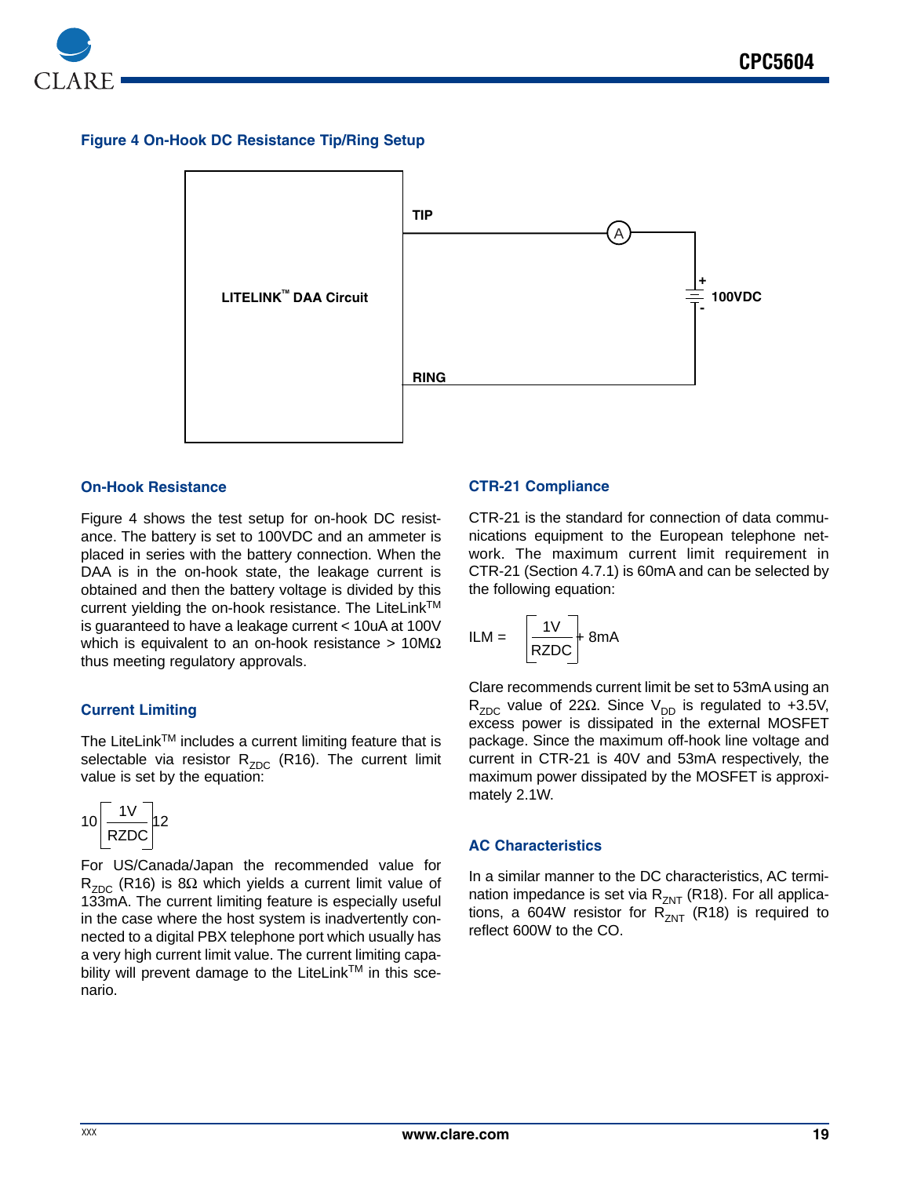**Figure 4 On-Hook DC Resistance Tip/Ring Setup**

LITELINK™ DAA Circuit

TIP

RING

A

100VDC

## On-Hook Resistance

Figure 4 shows the test setup for on-hook DC resistance. The battery is set to 100VDC and an ammeter is placed in series with the battery connection. When the DAA is in the on-hook state, the leakage current is obtained and then the battery voltage is divided by this current yielding the on-hook resistance. The LiteLink™ is guaranteed to have a leakage current < 10uA at 100V which is equivalent to an on-hook resistance > 10MΩ thus meeting regulatory approvals.

## Current Limiting

The LiteLink™ includes a current limiting feature that is selectable via resistor $R_{ZDC}$ (R16). The current limit value is set by the equation:

$$10\left[\frac{1V}{RZDC}\right]12$$

For US/Canada/Japan the recommended value for $R_{ZDC}$ (R16) is 8Ω which yields a current limit value of 133mA. The current limiting feature is especially useful in the case where the host system is inadvertently connected to a digital PBX telephone port which usually has a very high current limit value. The current limiting capability will prevent damage to the LiteLink™ in this scenario.

## CTR-21 Compliance

CTR-21 is the standard for connection of data communications equipment to the European telephone network. The maximum current limit requirement in CTR-21 (Section 4.7.1) is 60mA and can be selected by the following equation:

$$ILM = \left[\frac{1V}{RZDC}\right] + 8mA$$

Clare recommends current limit be set to 53mA using an $R_{ZDC}$ value of 22Ω. Since $V_{DD}$ is regulated to +3.5V, excess power is dissipated in the external MOSFET package. Since the maximum off-hook line voltage and current in CTR-21 is 40V and 53mA respectively, the maximum power dissipated by the MOSFET is approximately 2.1W.

## AC Characteristics

In a similar manner to the DC characteristics, AC termination impedance is set via $R_{ZNT}$ (R18). For all applications, a 604W resistor for $R_{ZNT}$ (R18) is required to reflect 600W to the CO.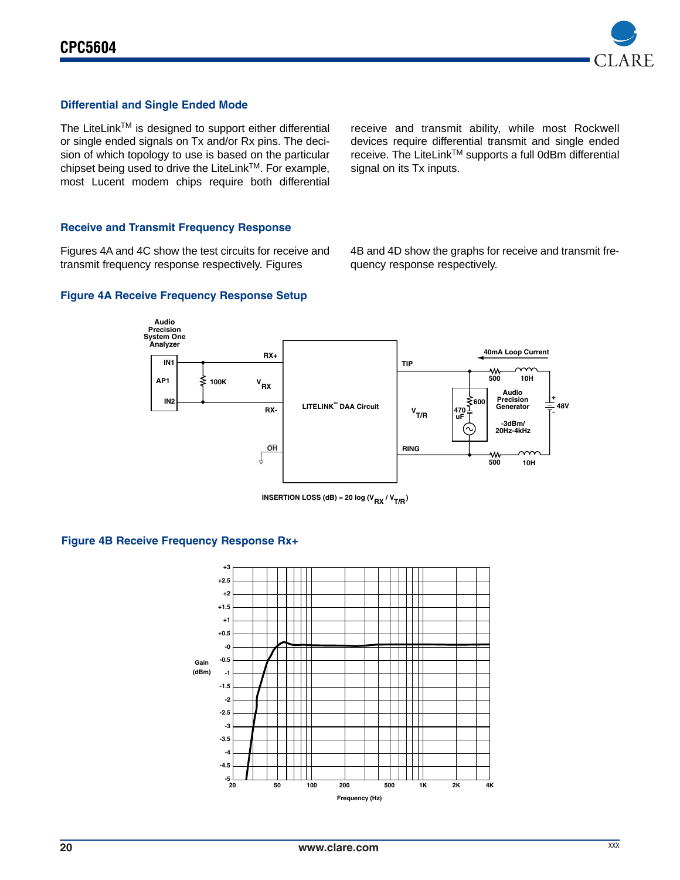## Differential and Single Ended Mode

The LiteLink™ is designed to support either differential or single ended signals on Tx and/or Rx pins. The decision of which topology to use is based on the particular chipset being used to drive the LiteLink™. For example, most Lucent modem chips require both differential receive and transmit ability, while most Rockwell devices require differential transmit and single ended receive. The LiteLink™ supports a full 0dBm differential signal on its Tx inputs.

## Receive and Transmit Frequency Response

Figures 4A and 4C show the test circuits for receive and transmit frequency response respectively. Figures 4B and 4D show the graphs for receive and transmit frequency response respectively.

### Figure 4A Receive Frequency Response Setup

Audio Precision System One Analyzer; IN1; AP1; IN2; 100K; $V_{RX}$; RX+; RX-; $\overline{OH}$; LITELINK™ DAA Circuit; TIP; RING; $V_{T/R}$; 40mA Loop Current; 500; 10H; 600; 470 uF; Audio Precision Generator; -3dBm/ 20Hz-4kHz; 48V

$$\text{INSERTION LOSS (dB)} = 20 \log (V_{RX} / V_{T/R})$$

### Figure 4B Receive Frequency Response Rx+

Gain (dBm): +3, +2.5, +2, +1.5, +1, +0.5, -0, -0.5, -1, -1.5, -2, -2.5, -3, -3.5, -4, -4.5, -5

Frequency (Hz): 20, 50, 100, 200, 500, 1K, 2K, 4K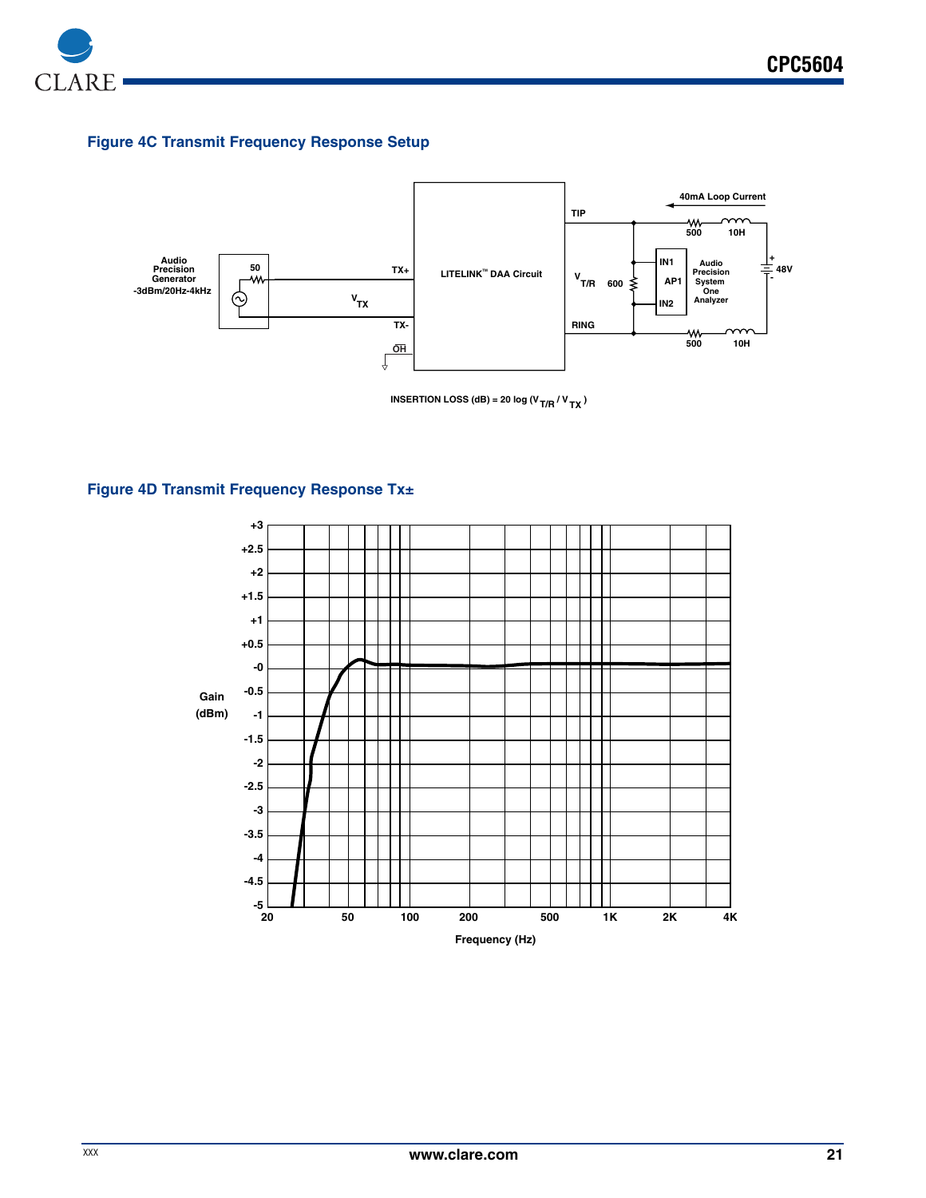## Figure 4C Transmit Frequency Response Setup

INSERTION LOSS (dB) = 20 log ($V_{T/R}$ / $V_{TX}$ )

## Figure 4D Transmit Frequency Response Tx±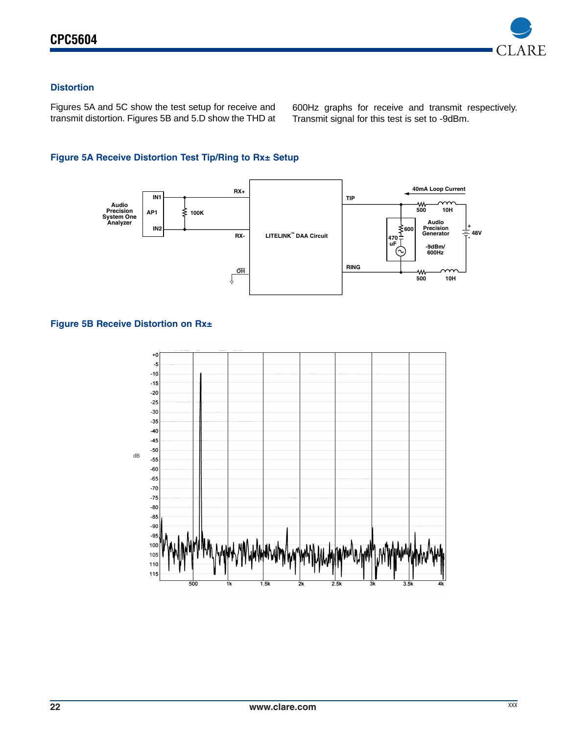## Distortion

Figures 5A and 5C show the test setup for receive and transmit distortion. Figures 5B and 5.D show the THD at 600Hz graphs for receive and transmit respectively. Transmit signal for this test is set to -9dBm.

### Figure 5A Receive Distortion Test Tip/Ring to Rx± Setup

### Figure 5B Receive Distortion on Rx±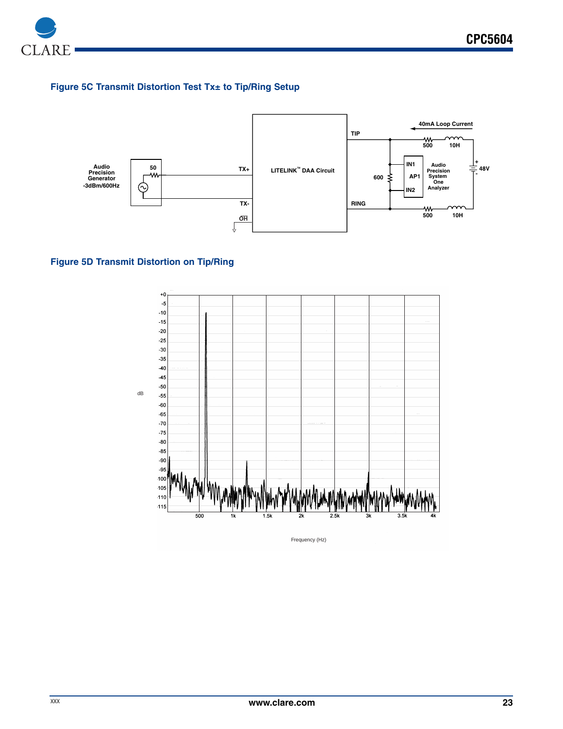### Figure 5C Transmit Distortion Test Tx± to Tip/Ring Setup

### Figure 5D Transmit Distortion on Tip/Ring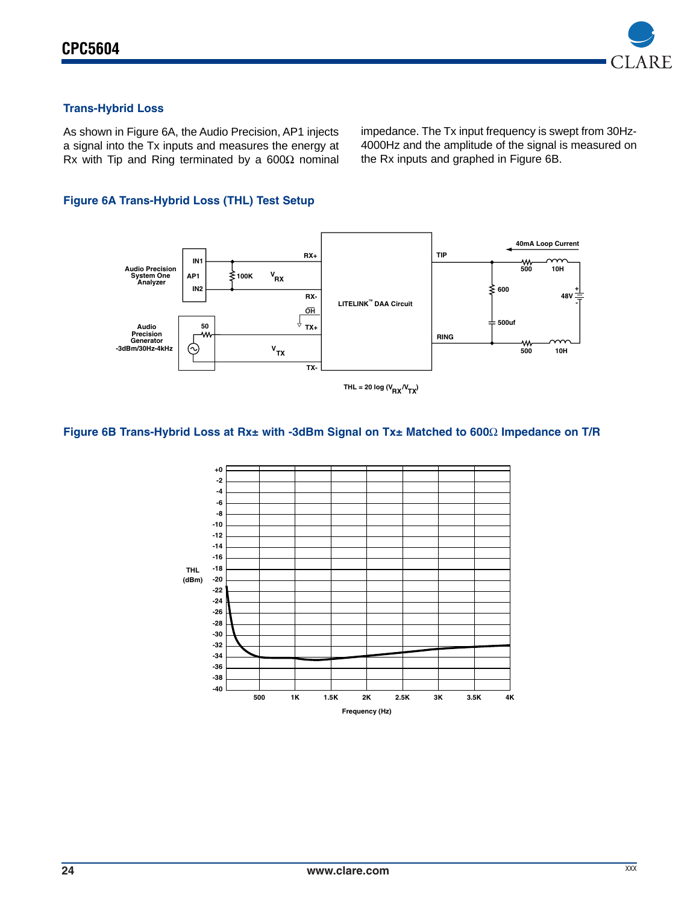## Trans-Hybrid Loss

As shown in Figure 6A, the Audio Precision, AP1 injects a signal into the Tx inputs and measures the energy at Rx with Tip and Ring terminated by a 600Ω nominal impedance. The Tx input frequency is swept from 30Hz-4000Hz and the amplitude of the signal is measured on the Rx inputs and graphed in Figure 6B.

### Figure 6A Trans-Hybrid Loss (THL) Test Setup

$$THL = 20 \log (V_{RX}/V_{TX})$$

### Figure 6B Trans-Hybrid Loss at Rx± with -3dBm Signal on Tx± Matched to 600Ω Impedance on T/R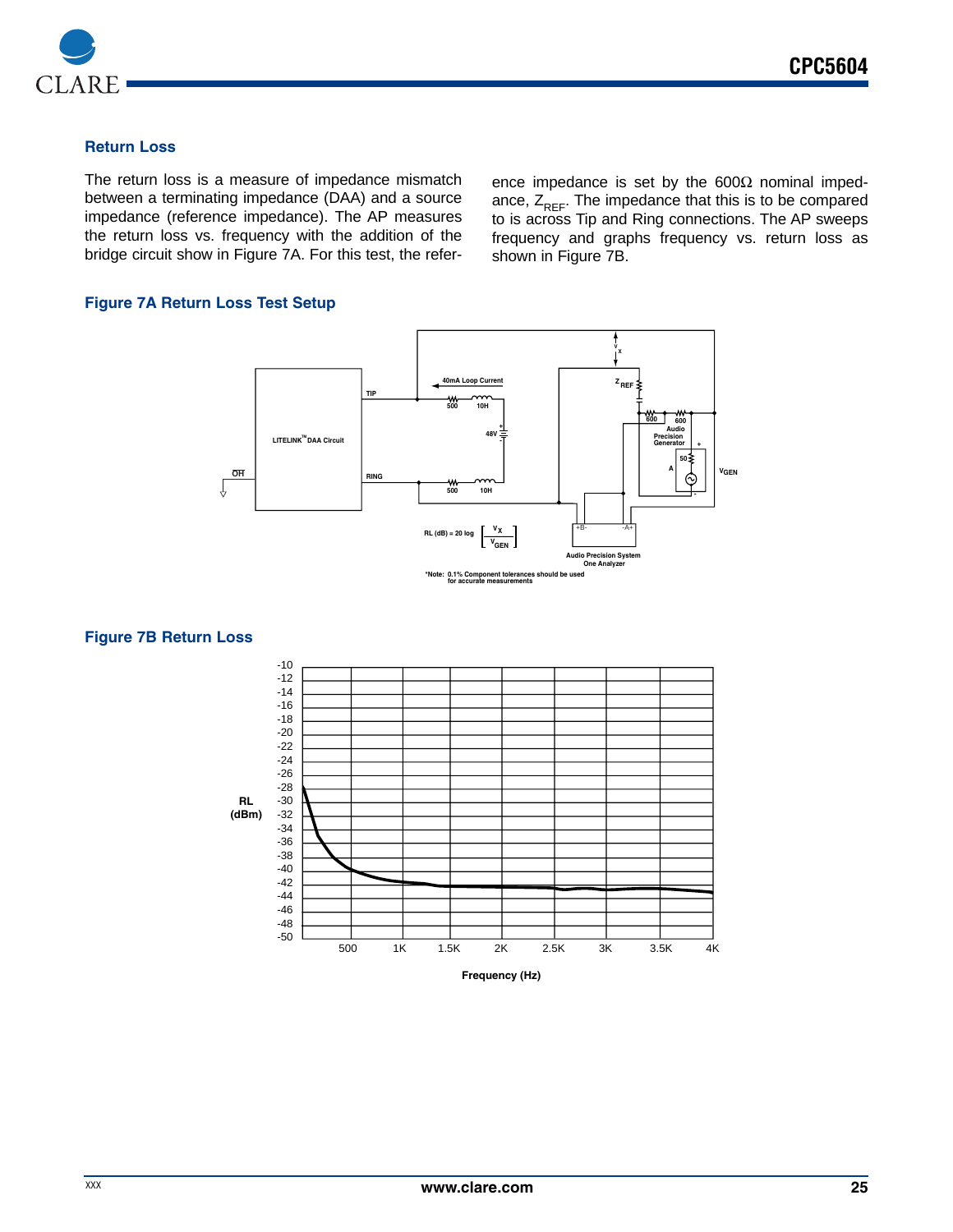## Return Loss

The return loss is a measure of impedance mismatch between a terminating impedance (DAA) and a source impedance (reference impedance). The AP measures the return loss vs. frequency with the addition of the bridge circuit show in Figure 7A. For this test, the reference impedance is set by the 600Ω nominal impedance, $Z_{REF}$. The impedance that this is to be compared to is across Tip and Ring connections. The AP sweeps frequency and graphs frequency vs. return loss as shown in Figure 7B.

### Figure 7A Return Loss Test Setup

LITELINK™ DAA Circuit

$$RL\ (dB) = 20 \log \left[ \frac{V_X}{V_{GEN}} \right]$$

*Note: 0.1% Component tolerances should be used for accurate measurements

### Figure 7B Return Loss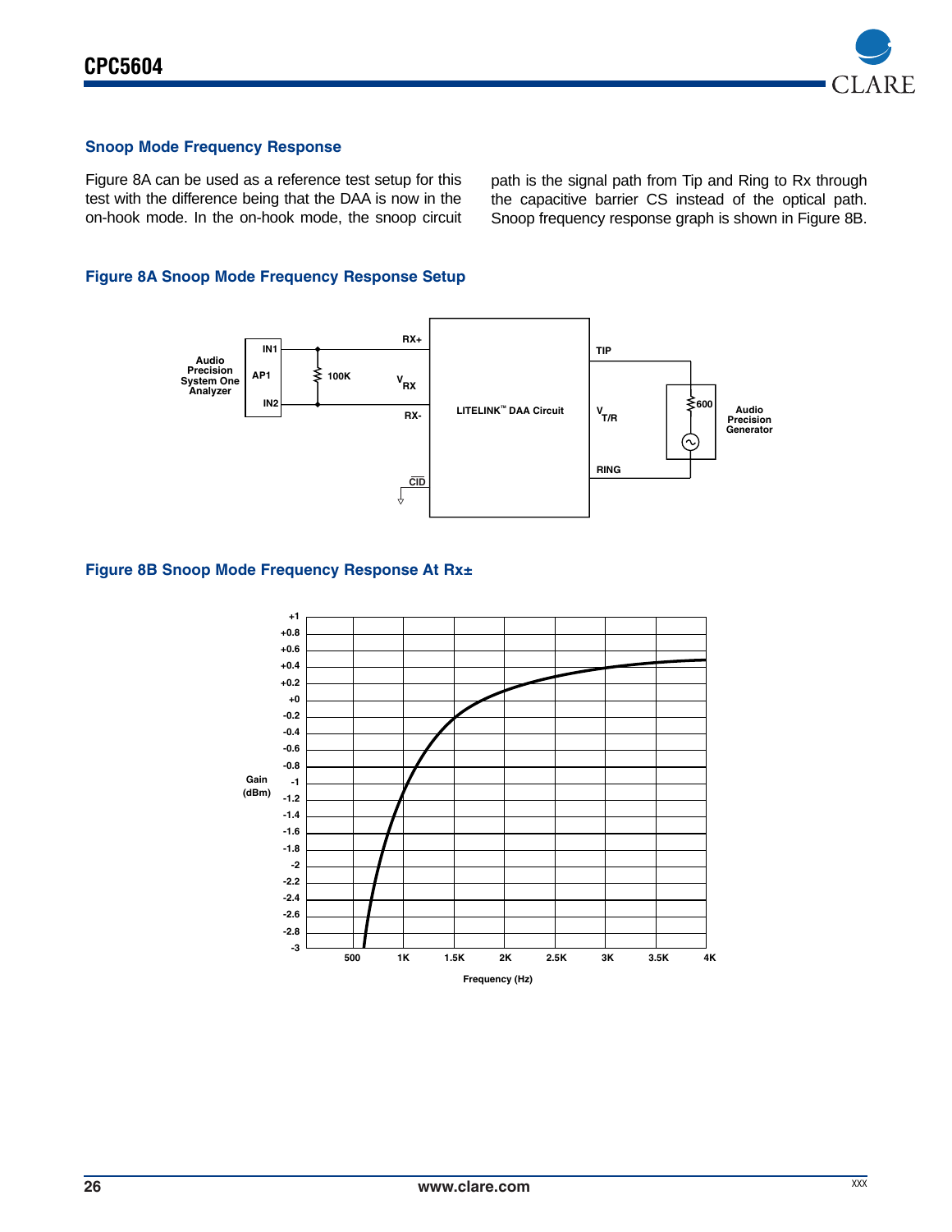## Snoop Mode Frequency Response

Figure 8A can be used as a reference test setup for this test with the difference being that the DAA is now in the on-hook mode. In the on-hook mode, the snoop circuit path is the signal path from Tip and Ring to Rx through the capacitive barrier CS instead of the optical path. Snoop frequency response graph is shown in Figure 8B.

### Figure 8A Snoop Mode Frequency Response Setup

### Figure 8B Snoop Mode Frequency Response At Rx±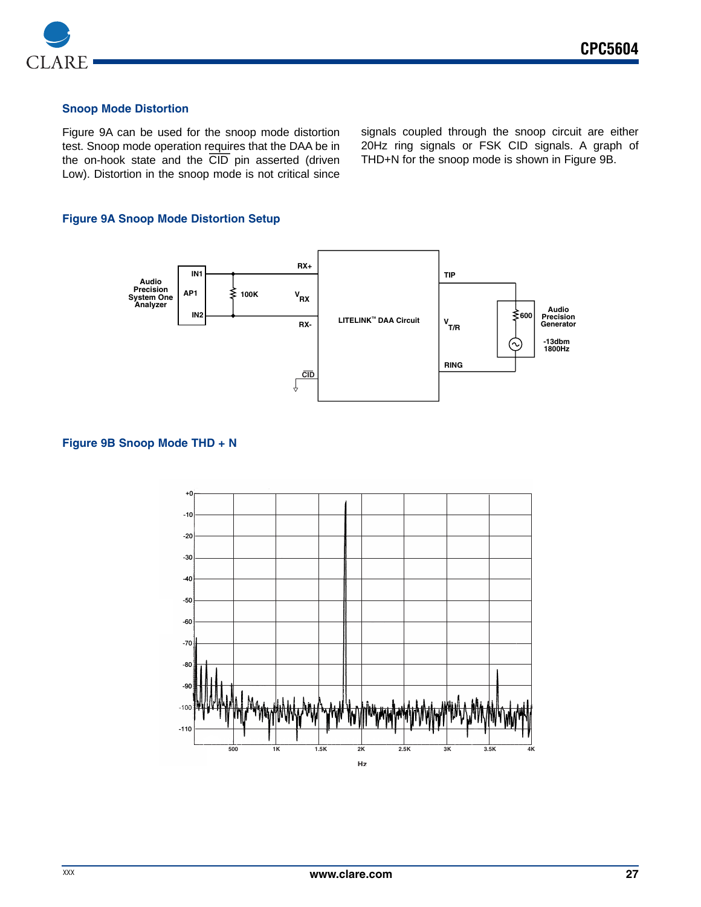## Snoop Mode Distortion

Figure 9A can be used for the snoop mode distortion test. Snoop mode operation requires that the DAA be in the on-hook state and the $\overline{\text{CID}}$ pin asserted (driven Low). Distortion in the snoop mode is not critical since signals coupled through the snoop circuit are either 20Hz ring signals or FSK CID signals. A graph of THD+N for the snoop mode is shown in Figure 9B.

### Figure 9A Snoop Mode Distortion Setup

### Figure 9B Snoop Mode THD + N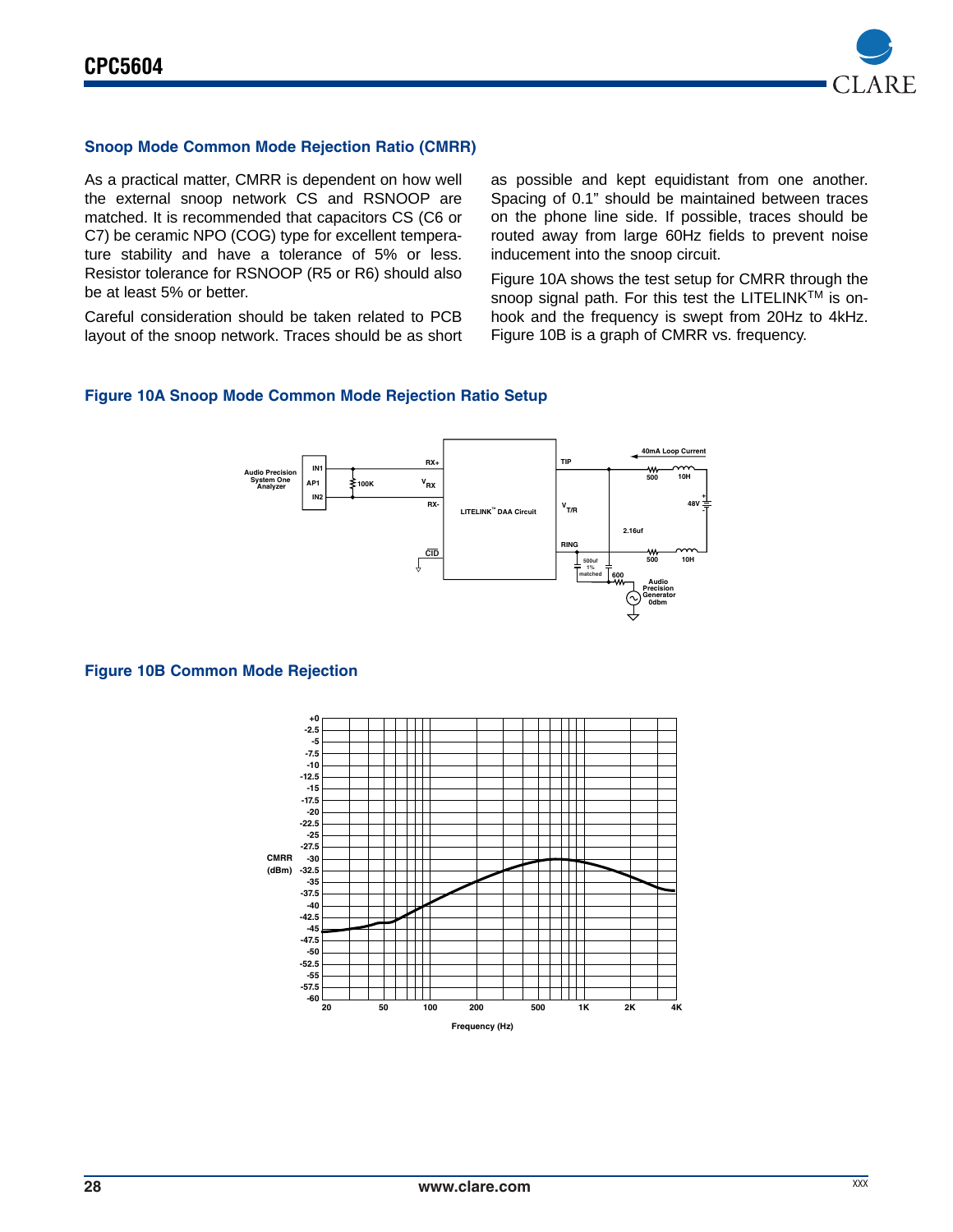## Snoop Mode Common Mode Rejection Ratio (CMRR)

As a practical matter, CMRR is dependent on how well the external snoop network CS and RSNOOP are matched. It is recommended that capacitors CS (C6 or C7) be ceramic NPO (COG) type for excellent temperature stability and have a tolerance of 5% or less. Resistor tolerance for RSNOOP (R5 or R6) should also be at least 5% or better.

Careful consideration should be taken related to PCB layout of the snoop network. Traces should be as short as possible and kept equidistant from one another. Spacing of 0.1" should be maintained between traces on the phone line side. If possible, traces should be routed away from large 60Hz fields to prevent noise inducement into the snoop circuit.

Figure 10A shows the test setup for CMRR through the snoop signal path. For this test the LITELINK™ is on-hook and the frequency is swept from 20Hz to 4kHz. Figure 10B is a graph of CMRR vs. frequency.

### Figure 10A Snoop Mode Common Mode Rejection Ratio Setup

### Figure 10B Common Mode Rejection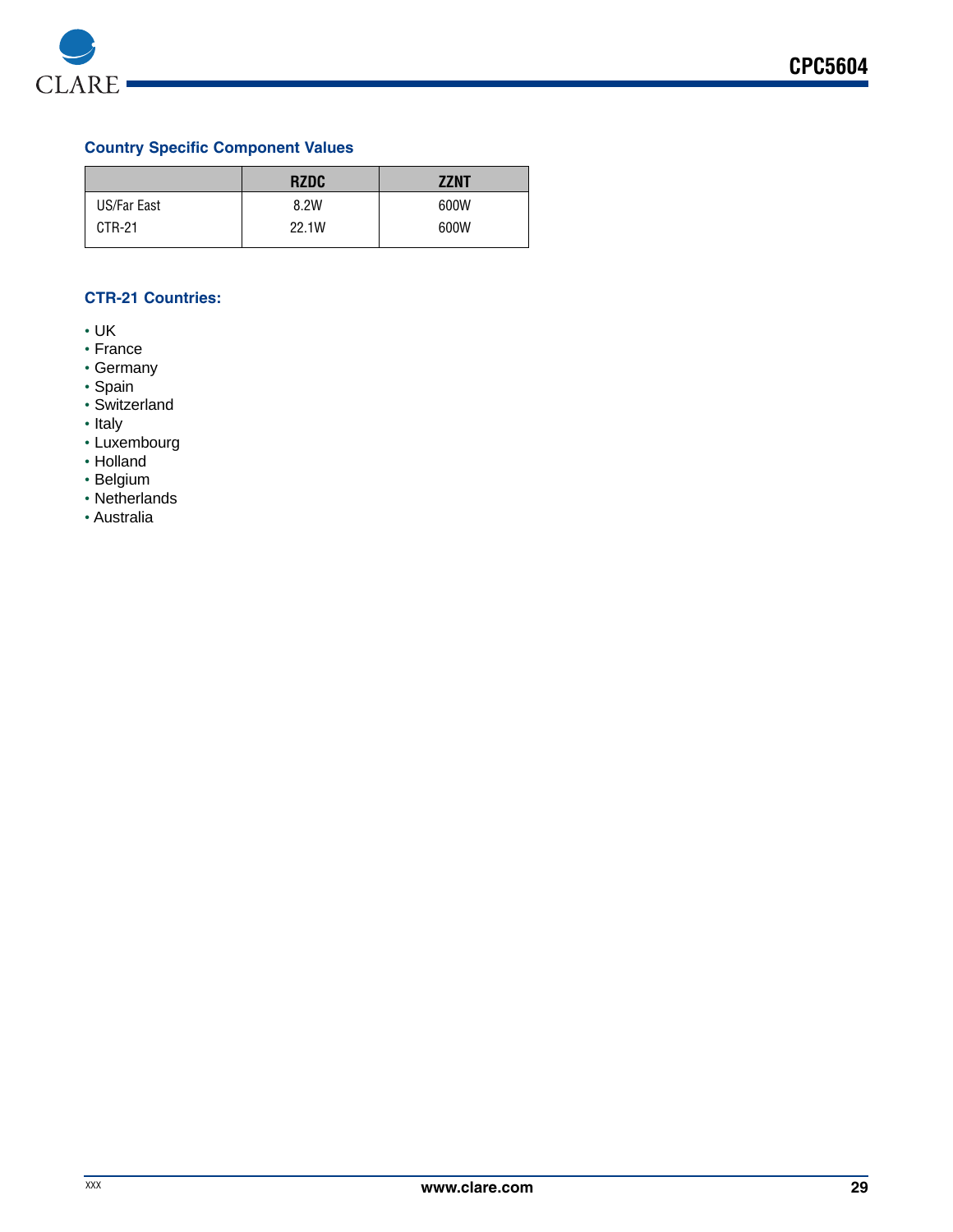### Country Specific Component Values

| | RZDC | ZZNT |
|---|---|---|
| US/Far East | 8.2W | 600W |
| CTR-21 | 22.1W | 600W |

### CTR-21 Countries:

- UK
- France
- Germany
- Spain
- Switzerland
- Italy
- Luxembourg
- Holland
- Belgium
- Netherlands
- Australia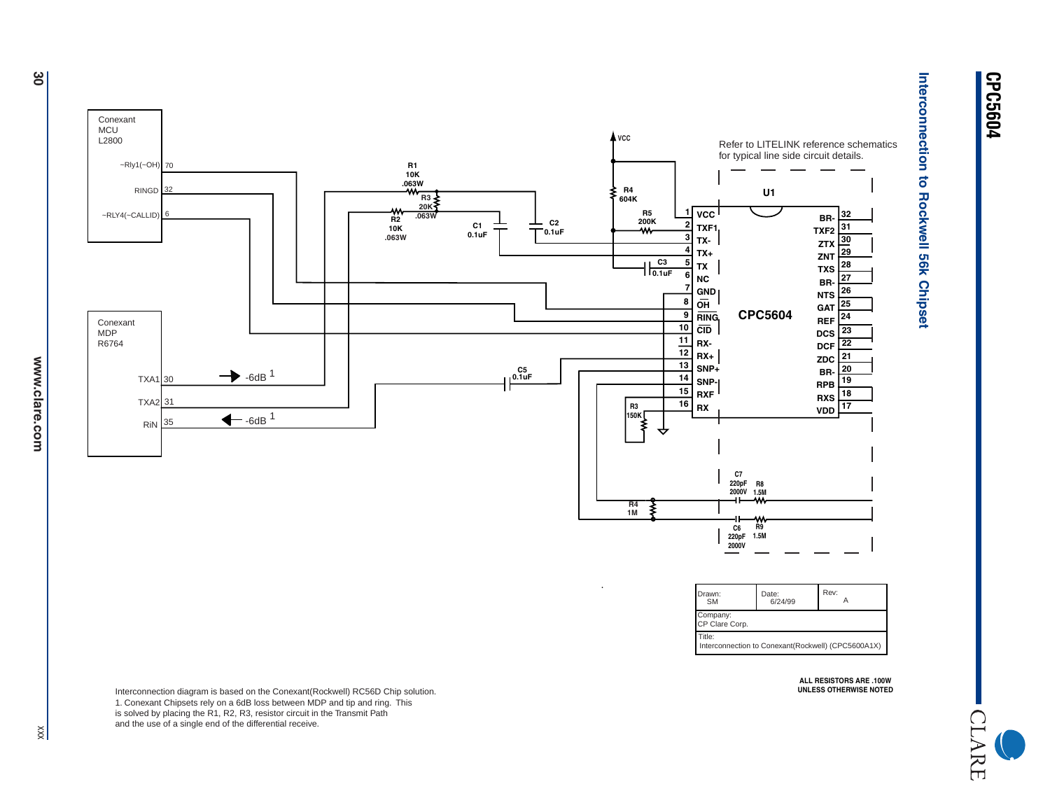# Interconnection to Rockwell 56k Chipset

Refer to LITELINK reference schematics for typical line side circuit details.

Conexant MCU L2800: ~Rly1(~OH) 70, RINGD 32, ~RLY4(~CALLID) 6

Conexant MDP R6764: TXA1 30, TXA2 31, RIN 35

→ -6dB 1

← -6dB 1

R1 10K .063W, R2 10K .063W, R3 20K .063W, C1 0.1uF, C2 0.1uF, R4 604K, R5 200K, C3 0.1uF, C5 0.1uF, R3 150K, R4 1M, C7 220pF 2000V, R8 1.5M, C6 220pF 2000V, R9 1.5M, VCC

U1 CPC5604

| Pin | Name | Pin | Name |
|---|---|---|---|
| 1 | VCC | 32 | BR- |
| 2 | TXF1 | 31 | TXF2 |
| 3 | TX- | 30 | ZTX |
| 4 | TX+ | 29 | ZNT |
| 5 | TX | 28 | TXS |
| 6 | NC | 27 | BR- |
| 7 | GND | 26 | NTS |
| 8 | OH | 25 | GAT |
| 9 | RING | 24 | REF |
| 10 | CID | 23 | DCS |
| 11 | RX- | 22 | DCF |
| 12 | RX+ | 21 | ZDC |
| 13 | SNP+ | 20 | BR- |
| 14 | SNP- | 19 | RPB |
| 15 | RXF | 18 | RXS |
| 16 | RX | 17 | VDD |

| Drawn: SM | Date: 6/24/99 | Rev: A |
|---|---|---|
| Company: CP Clare Corp. | | |
| Title: Interconnection to Conexant(Rockwell) (CPC5600A1X) | | |

ALL RESISTORS ARE .100W UNLESS OTHERWISE NOTED

Interconnection diagram is based on the Conexant(Rockwell) RC56D Chip solution.
1. Conexant Chipsets rely on a 6dB loss between MDP and tip and ring. This is solved by placing the R1, R2, R3, resistor circuit in the Transmit Path and the use of a single end of the differential receive.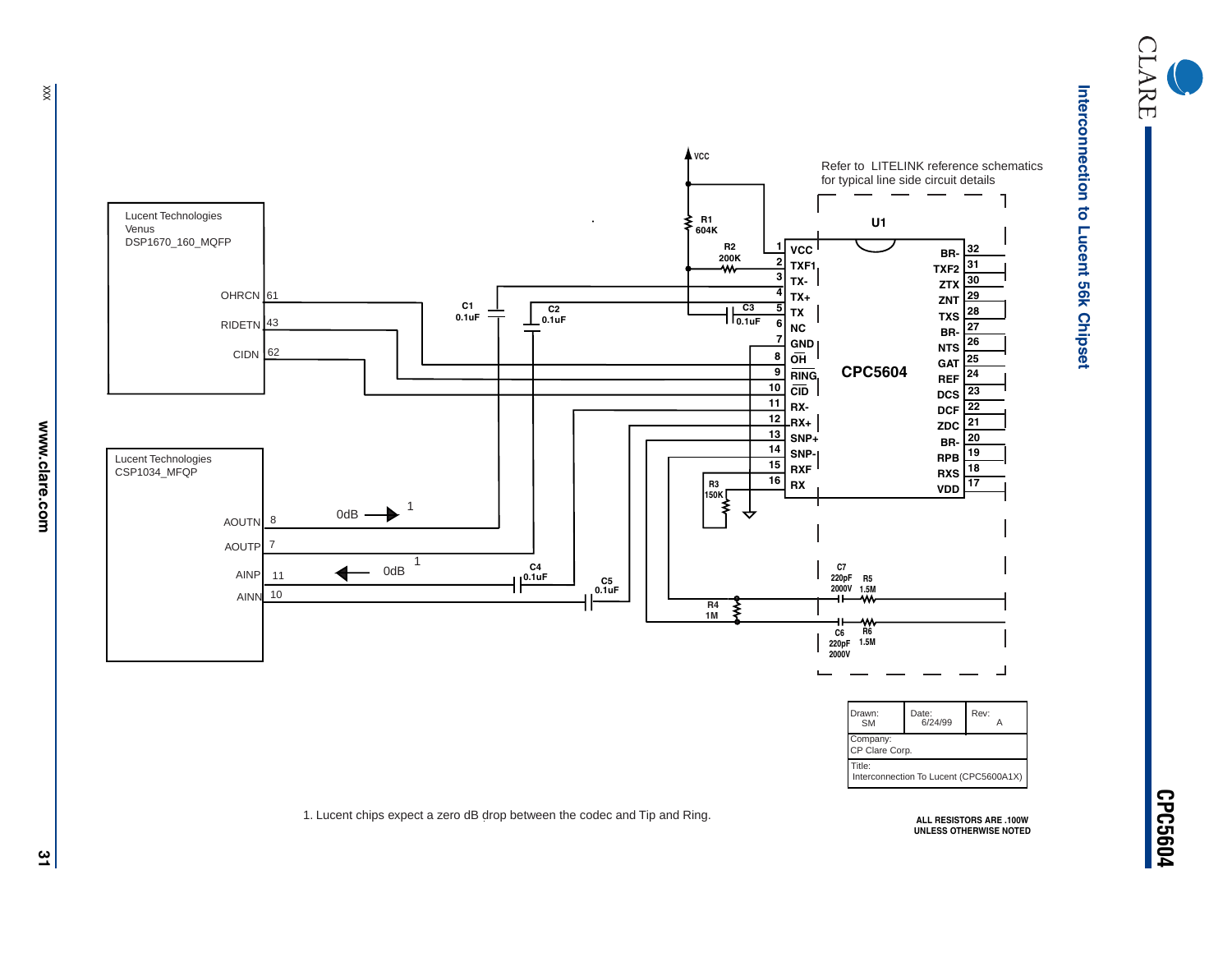## Interconnection to Lucent 56k Chipset

Refer to LITELINK reference schematics for typical line side circuit details

Lucent Technologies
Venus
DSP1670_160_MQFP

OHRCN 61
RIDETN 43
CIDN 62

Lucent Technologies
CSP1034_MFQP

AOUTN 8
AOUTP 7
AINP 11
AINN 10

0dB → 1

← 0dB 1

U1

CPC5604

| Pin | Name | Pin | Name |
|---|---|---|---|
| 1 | VCC | 32 | BR- |
| 2 | TXF1 | 31 | TXF2 |
| 3 | TX- | 30 | ZTX |
| 4 | TX+ | 29 | ZNT |
| 5 | TX | 28 | TXS |
| 6 | NC | 27 | BR- |
| 7 | GND | 26 | NTS |
| 8 | OH | 25 | GAT |
| 9 | RING | 24 | REF |
| 10 | CID | 23 | DCS |
| 11 | RX- | 22 | DCF |
| 12 | RX+ | 21 | ZDC |
| 13 | SNP+ | 20 | BR- |
| 14 | SNP- | 19 | RPB |
| 15 | RXF | 18 | RXS |
| 16 | RX | 17 | VDD |

VCC
R1 604K
R2 200K
R3 150K
R4 1M
R5 1.5M
R6 1.5M
C1 0.1uF
C2 0.1uF
C3 0.1uF
C4 0.1uF
C5 0.1uF
C6 220pF 2000V
C7 220pF 2000V

| Drawn: SM | Date: 6/24/99 | Rev: A |
|---|---|---|
| Company: CP Clare Corp. | | |
| Title: Interconnection To Lucent (CPC5600A1X) | | |

1. Lucent chips expect a zero dB drop between the codec and Tip and Ring.

ALL RESISTORS ARE .100W UNLESS OTHERWISE NOTED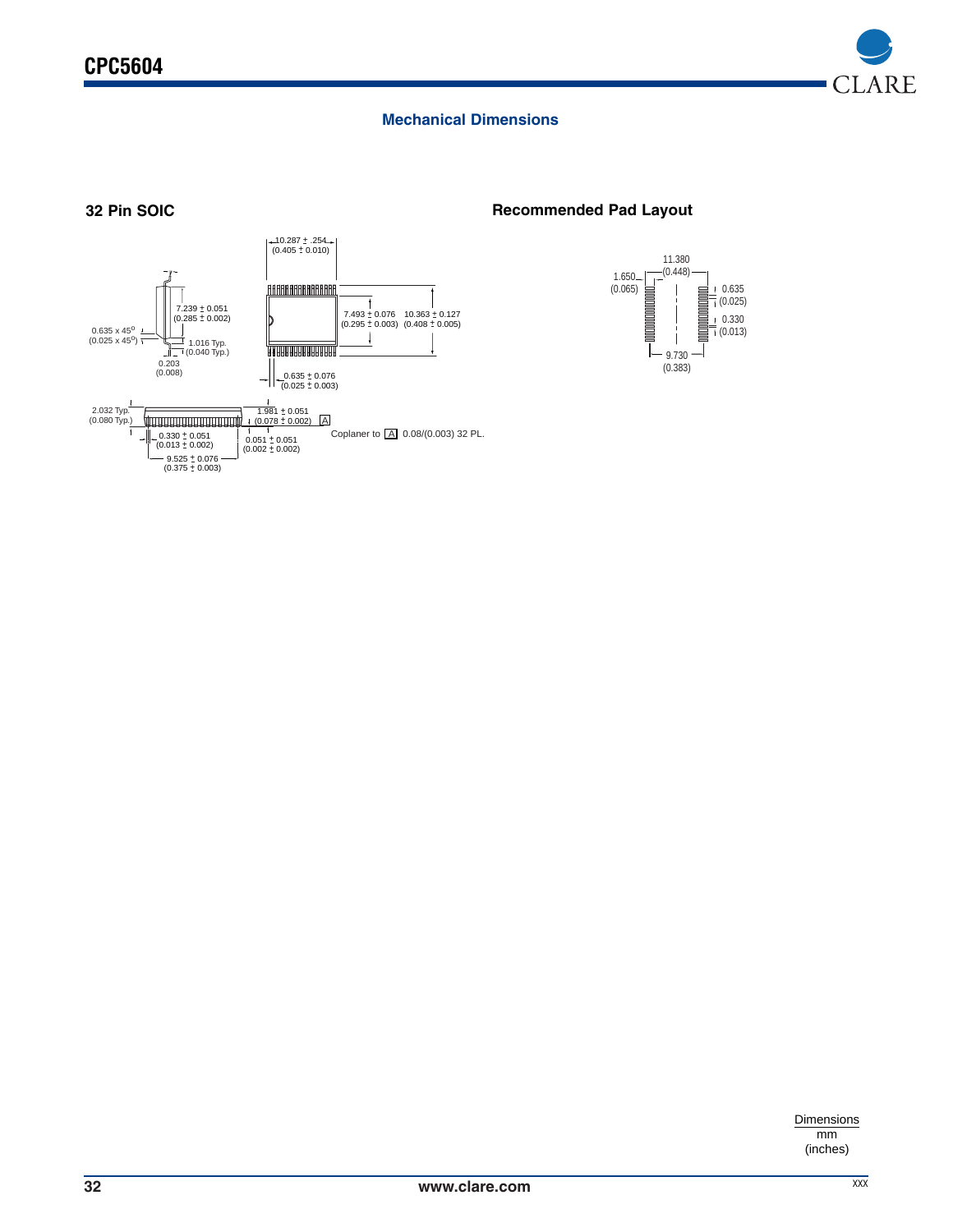## Mechanical Dimensions

### 32 Pin SOIC

10.287 ± .254
(0.405 ± 0.010)

7.239 ± 0.051
(0.285 ± 0.002)

7.493 ± 0.076
(0.295 ± 0.003)

10.363 ± 0.127
(0.408 ± 0.005)

0.635 x 45°
(0.025 x 45°)

1.016 Typ.
(0.040 Typ.)

0.203
(0.008)

0.635 ± 0.076
(0.025 ± 0.003)

2.032 Typ.
(0.080 Typ.)

1.981 ± 0.051
(0.078 ± 0.002) A

0.330 ± 0.051
(0.013 ± 0.002)

0.051 ± 0.051
(0.002 ± 0.002)

Coplaner to A 0.08/(0.003) 32 PL.

9.525 ± 0.076
(0.375 ± 0.003)

### Recommended Pad Layout

11.380
(0.448)

1.650
(0.065)

0.635
(0.025)

0.330
(0.013)

9.730
(0.383)

Dimensions
mm
(inches)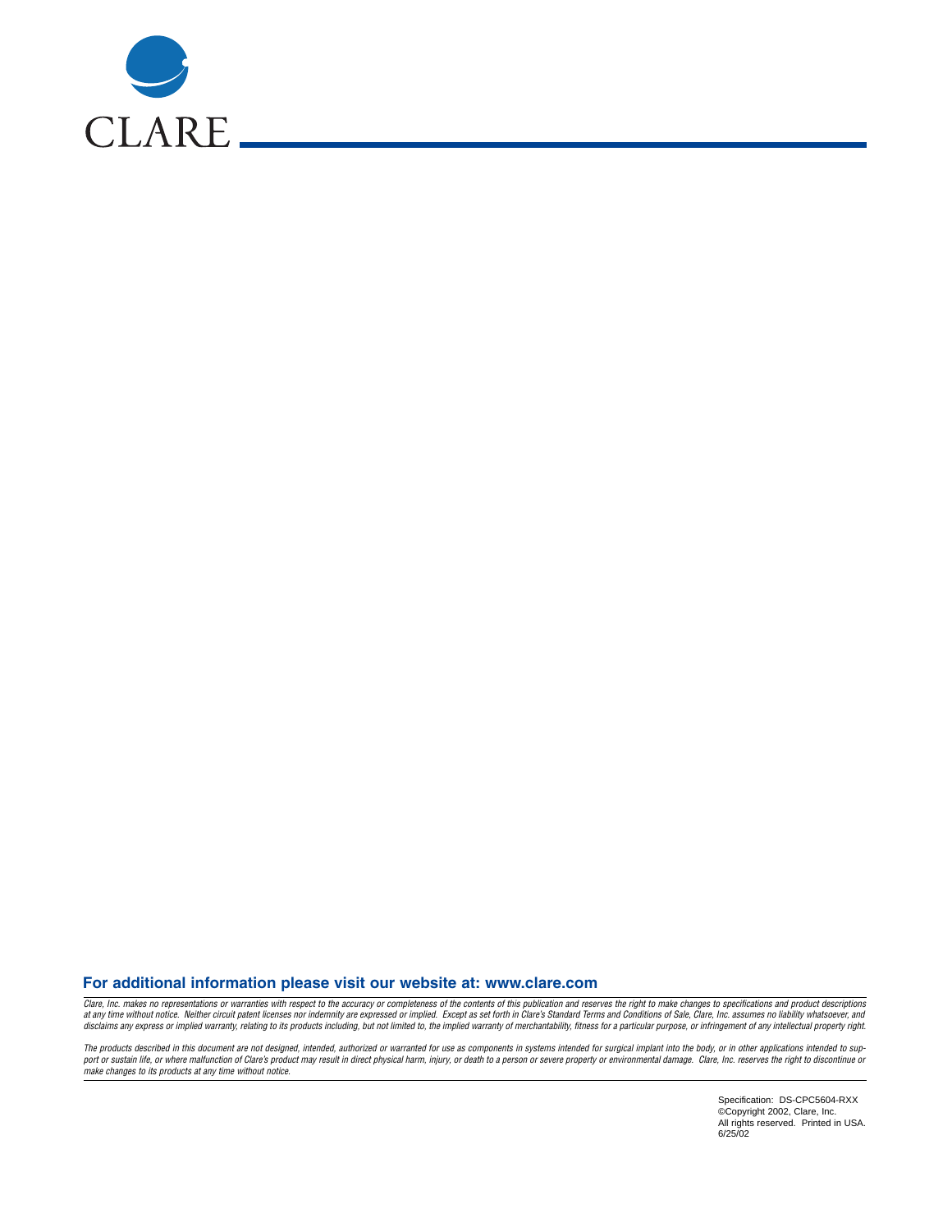CLARE

**For additional information please visit our website at: www.clare.com**

*Clare, Inc. makes no representations or warranties with respect to the accuracy or completeness of the contents of this publication and reserves the right to make changes to specifications and product descriptions at any time without notice. Neither circuit patent licenses nor indemnity are expressed or implied. Except as set forth in Clare's Standard Terms and Conditions of Sale, Clare, Inc. assumes no liability whatsoever, and disclaims any express or implied warranty, relating to its products including, but not limited to, the implied warranty of merchantability, fitness for a particular purpose, or infringement of any intellectual property right.*

*The products described in this document are not designed, intended, authorized or warranted for use as components in systems intended for surgical implant into the body, or in other applications intended to support or sustain life, or where malfunction of Clare's product may result in direct physical harm, injury, or death to a person or severe property or environmental damage. Clare, Inc. reserves the right to discontinue or make changes to its products at any time without notice.*

Specification: DS-CPC5604-RXX
©Copyright 2002, Clare, Inc.
All rights reserved. Printed in USA.
6/25/02